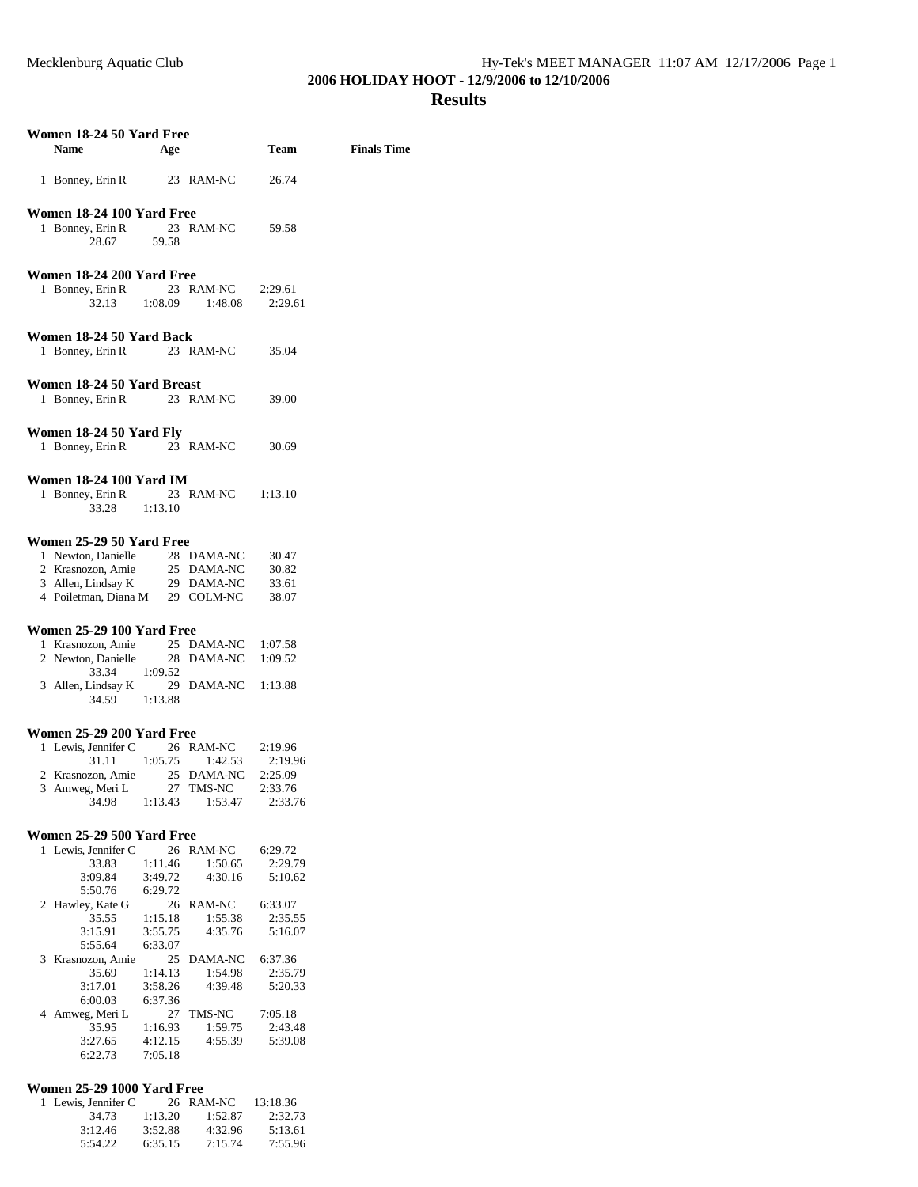# 2006 HOLIDAY HOOT - 12/9/2006 to 12/10/2006

## Results

### Women 18-24 50 Yard Free

| | Name | Age | Team | Finals Time |
|---|---|---|---|---|
| 1 | Bonney, Erin R | 23 | RAM-NC | 26.74 |

### Women 18-24 100 Yard Free

| | Name | Age | Team | Finals Time |
|---|---|---|---|---|
| 1 | Bonney, Erin R | 23 | RAM-NC | 59.58 |
| | 28.67 | 59.58 | | |

### Women 18-24 200 Yard Free

| | Name | Age | Team | Finals Time |
|---|---|---|---|---|
| 1 | Bonney, Erin R | 23 | RAM-NC | 2:29.61 |
| | 32.13 | 1:08.09 | 1:48.08 | 2:29.61 |

### Women 18-24 50 Yard Back

| | Name | Age | Team | Finals Time |
|---|---|---|---|---|
| 1 | Bonney, Erin R | 23 | RAM-NC | 35.04 |

### Women 18-24 50 Yard Breast

| | Name | Age | Team | Finals Time |
|---|---|---|---|---|
| 1 | Bonney, Erin R | 23 | RAM-NC | 39.00 |

### Women 18-24 50 Yard Fly

| | Name | Age | Team | Finals Time |
|---|---|---|---|---|
| 1 | Bonney, Erin R | 23 | RAM-NC | 30.69 |

### Women 18-24 100 Yard IM

| | Name | Age | Team | Finals Time |
|---|---|---|---|---|
| 1 | Bonney, Erin R | 23 | RAM-NC | 1:13.10 |
| | 33.28 | 1:13.10 | | |

### Women 25-29 50 Yard Free

| | Name | Age | Team | Finals Time |
|---|---|---|---|---|
| 1 | Newton, Danielle | 28 | DAMA-NC | 30.47 |
| 2 | Krasnozon, Amie | 25 | DAMA-NC | 30.82 |
| 3 | Allen, Lindsay K | 29 | DAMA-NC | 33.61 |
| 4 | Poiletman, Diana M | 29 | COLM-NC | 38.07 |

### Women 25-29 100 Yard Free

| | Name | Age | Team | Finals Time |
|---|---|---|---|---|
| 1 | Krasnozon, Amie | 25 | DAMA-NC | 1:07.58 |
| 2 | Newton, Danielle | 28 | DAMA-NC | 1:09.52 |
| | 33.34 | 1:09.52 | | |
| 3 | Allen, Lindsay K | 29 | DAMA-NC | 1:13.88 |
| | 34.59 | 1:13.88 | | |

### Women 25-29 200 Yard Free

| | Name | Age | Team | Finals Time |
|---|---|---|---|---|
| 1 | Lewis, Jennifer C | 26 | RAM-NC | 2:19.96 |
| | 31.11 | 1:05.75 | 1:42.53 | 2:19.96 |
| 2 | Krasnozon, Amie | 25 | DAMA-NC | 2:25.09 |
| 3 | Amweg, Meri L | 27 | TMS-NC | 2:33.76 |
| | 34.98 | 1:13.43 | 1:53.47 | 2:33.76 |

### Women 25-29 500 Yard Free

| | Name | Age | Team | Finals Time |
|---|---|---|---|---|
| 1 | Lewis, Jennifer C | 26 | RAM-NC | 6:29.72 |
| | 33.83 | 1:11.46 | 1:50.65 | 2:29.79 |
| | 3:09.84 | 3:49.72 | 4:30.16 | 5:10.62 |
| | 5:50.76 | 6:29.72 | | |
| 2 | Hawley, Kate G | 26 | RAM-NC | 6:33.07 |
| | 35.55 | 1:15.18 | 1:55.38 | 2:35.55 |
| | 3:15.91 | 3:55.75 | 4:35.76 | 5:16.07 |
| | 5:55.64 | 6:33.07 | | |
| 3 | Krasnozon, Amie | 25 | DAMA-NC | 6:37.36 |
| | 35.69 | 1:14.13 | 1:54.98 | 2:35.79 |
| | 3:17.01 | 3:58.26 | 4:39.48 | 5:20.33 |
| | 6:00.03 | 6:37.36 | | |
| 4 | Amweg, Meri L | 27 | TMS-NC | 7:05.18 |
| | 35.95 | 1:16.93 | 1:59.75 | 2:43.48 |
| | 3:27.65 | 4:12.15 | 4:55.39 | 5:39.08 |
| | 6:22.73 | 7:05.18 | | |

### Women 25-29 1000 Yard Free

| | Name | Age | Team | Finals Time |
|---|---|---|---|---|
| 1 | Lewis, Jennifer C | 26 | RAM-NC | 13:18.36 |
| | 34.73 | 1:13.20 | 1:52.87 | 2:32.73 |
| | 3:12.46 | 3:52.88 | 4:32.96 | 5:13.61 |
| | 5:54.22 | 6:35.15 | 7:15.74 | 7:55.96 |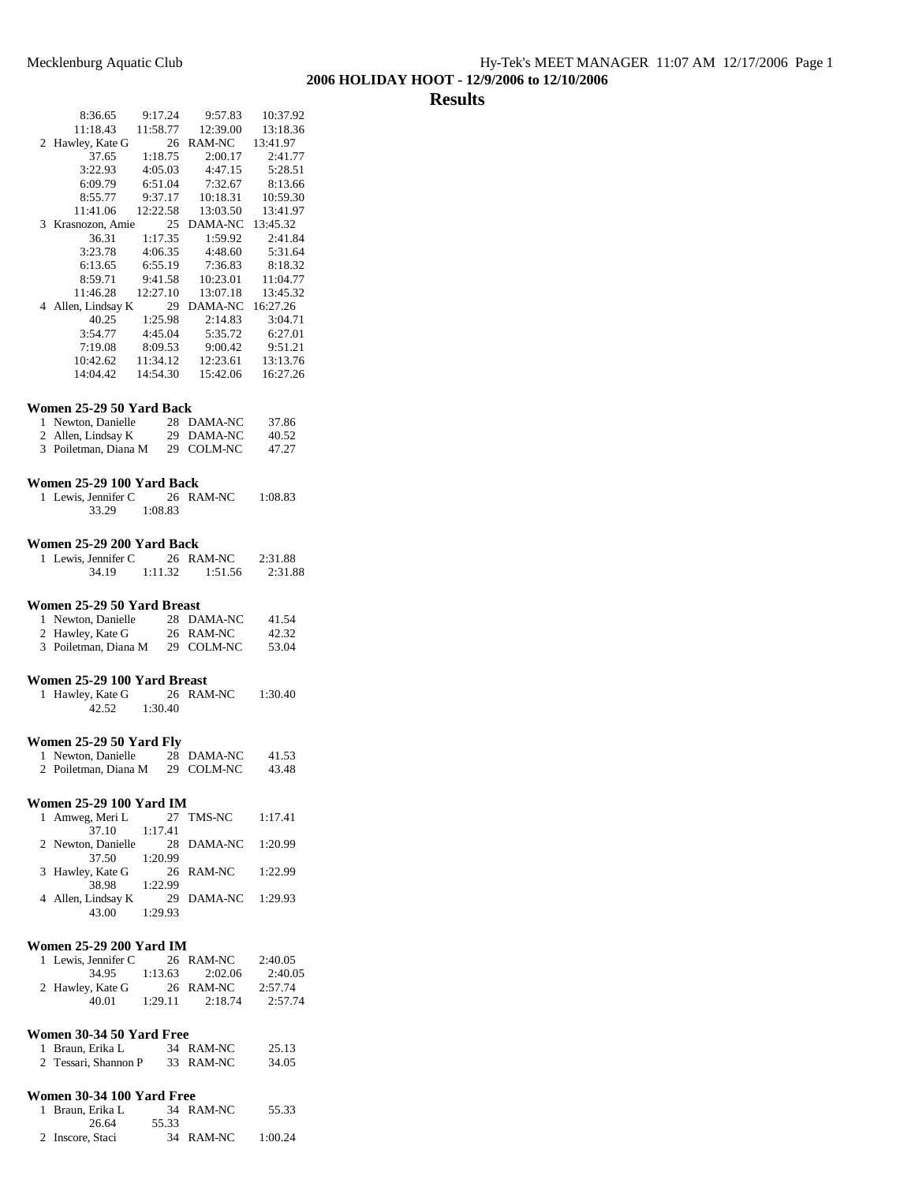## 2006 HOLIDAY HOOT - 12/9/2006 to 12/10/2006

## Results

```
        8:36.65     9:17.24     9:57.83    10:37.92
       11:18.43    11:58.77    12:39.00    13:18.36
  2 Hawley, Kate G          26 RAM-NC     13:41.97
          37.65     1:18.75     2:00.17     2:41.77
        3:22.93     4:05.03     4:47.15     5:28.51
        6:09.79     6:51.04     7:32.67     8:13.66
        8:55.77     9:37.17    10:18.31    10:59.30
       11:41.06    12:22.58    13:03.50    13:41.97
  3 Krasnozon, Amie         25 DAMA-NC    13:45.32
          36.31     1:17.35     1:59.92     2:41.84
        3:23.78     4:06.35     4:48.60     5:31.64
        6:13.65     6:55.19     7:36.83     8:18.32
        8:59.71     9:41.58    10:23.01    11:04.77
       11:46.28    12:27.10    13:07.18    13:45.32
  4 Allen, Lindsay K        29 DAMA-NC    16:27.26
          40.25     1:25.98     2:14.83     3:04.71
        3:54.77     4:45.04     5:35.72     6:27.01
        7:19.08     8:09.53     9:00.42     9:51.21
       10:42.62    11:34.12    12:23.61    13:13.76
       14:04.42    14:54.30    15:42.06    16:27.26
```

### Women 25-29 50 Yard Back

```
  1 Newton, Danielle        28 DAMA-NC       37.86
  2 Allen, Lindsay K        29 DAMA-NC       40.52
  3 Poiletman, Diana M      29 COLM-NC       47.27
```

### Women 25-29 100 Yard Back

```
  1 Lewis, Jennifer C       26 RAM-NC      1:08.83
          33.29     1:08.83
```

### Women 25-29 200 Yard Back

```
  1 Lewis, Jennifer C       26 RAM-NC      2:31.88
          34.19     1:11.32     1:51.56     2:31.88
```

### Women 25-29 50 Yard Breast

```
  1 Newton, Danielle        28 DAMA-NC       41.54
  2 Hawley, Kate G          26 RAM-NC        42.32
  3 Poiletman, Diana M      29 COLM-NC       53.04
```

### Women 25-29 100 Yard Breast

```
  1 Hawley, Kate G          26 RAM-NC      1:30.40
          42.52     1:30.40
```

### Women 25-29 50 Yard Fly

```
  1 Newton, Danielle        28 DAMA-NC       41.53
  2 Poiletman, Diana M      29 COLM-NC       43.48
```

### Women 25-29 100 Yard IM

```
  1 Amweg, Meri L           27 TMS-NC      1:17.41
          37.10     1:17.41
  2 Newton, Danielle        28 DAMA-NC     1:20.99
          37.50     1:20.99
  3 Hawley, Kate G          26 RAM-NC      1:22.99
          38.98     1:22.99
  4 Allen, Lindsay K        29 DAMA-NC     1:29.93
          43.00     1:29.93
```

### Women 25-29 200 Yard IM

```
  1 Lewis, Jennifer C       26 RAM-NC      2:40.05
          34.95     1:13.63     2:02.06     2:40.05
  2 Hawley, Kate G          26 RAM-NC      2:57.74
          40.01     1:29.11     2:18.74     2:57.74
```

### Women 30-34 50 Yard Free

```
  1 Braun, Erika L          34 RAM-NC        25.13
  2 Tessari, Shannon P      33 RAM-NC        34.05
```

### Women 30-34 100 Yard Free

```
  1 Braun, Erika L          34 RAM-NC        55.33
          26.64       55.33
  2 Inscore, Staci          34 RAM-NC      1:00.24
```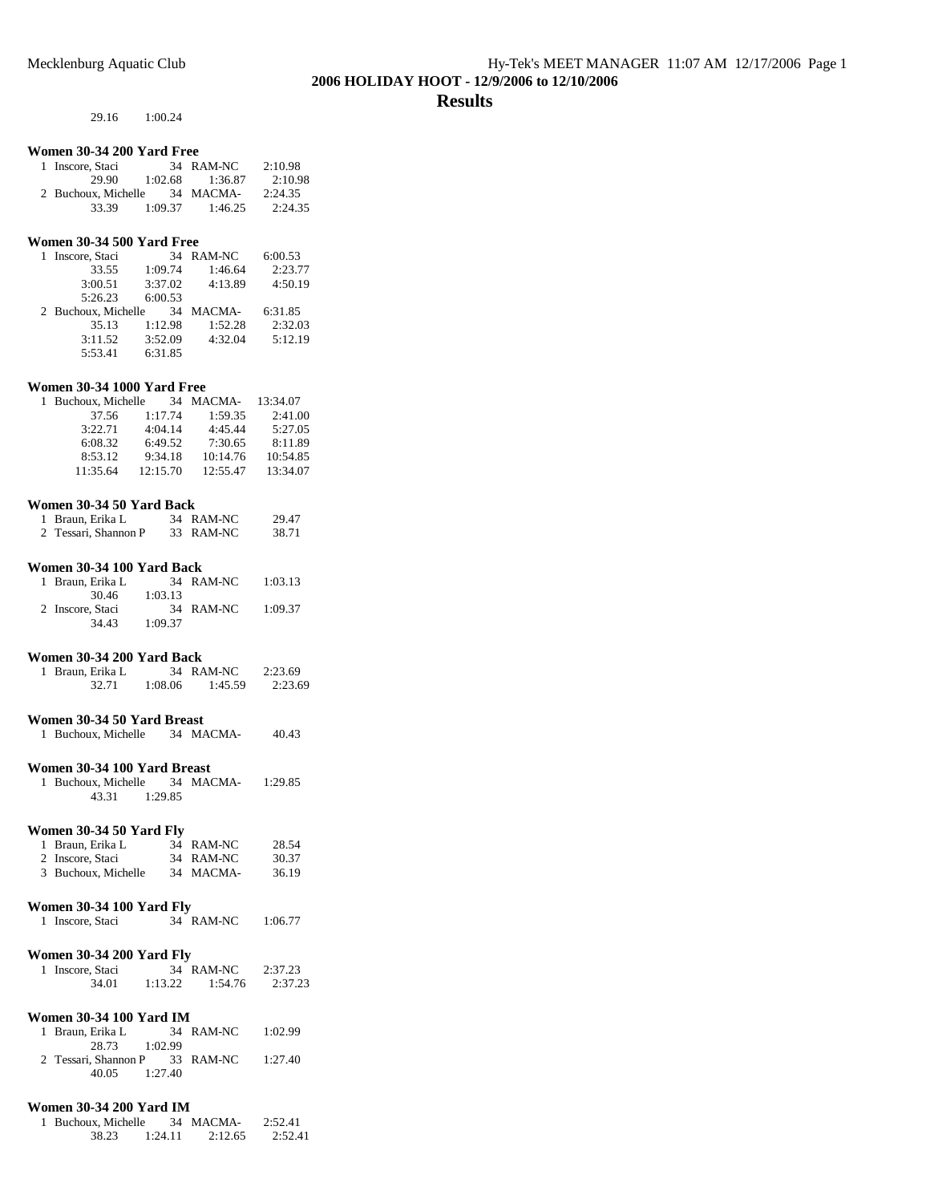29.16 1:00.24

## Women 30-34 200 Yard Free

```
1 Inscore, Staci          34 RAM-NC      2:10.98
       29.90    1:02.68    1:36.87    2:10.98
2 Buchoux, Michelle       34 MACMA-      2:24.35
       33.39    1:09.37    1:46.25    2:24.35
```

## Women 30-34 500 Yard Free

```
1 Inscore, Staci          34 RAM-NC      6:00.53
       33.55    1:09.74    1:46.64    2:23.77
     3:00.51    3:37.02    4:13.89    4:50.19
     5:26.23    6:00.53
2 Buchoux, Michelle       34 MACMA-      6:31.85
       35.13    1:12.98    1:52.28    2:32.03
     3:11.52    3:52.09    4:32.04    5:12.19
     5:53.41    6:31.85
```

## Women 30-34 1000 Yard Free

```
1 Buchoux, Michelle       34 MACMA-     13:34.07
       37.56    1:17.74    1:59.35    2:41.00
     3:22.71    4:04.14    4:45.44    5:27.05
     6:08.32    6:49.52    7:30.65    8:11.89
     8:53.12    9:34.18   10:14.76   10:54.85
    11:35.64   12:15.70   12:55.47   13:34.07
```

## Women 30-34 50 Yard Back

```
1 Braun, Erika L          34 RAM-NC        29.47
2 Tessari, Shannon P      33 RAM-NC        38.71
```

## Women 30-34 100 Yard Back

```
1 Braun, Erika L          34 RAM-NC      1:03.13
       30.46    1:03.13
2 Inscore, Staci          34 RAM-NC      1:09.37
       34.43    1:09.37
```

## Women 30-34 200 Yard Back

```
1 Braun, Erika L          34 RAM-NC      2:23.69
       32.71    1:08.06    1:45.59    2:23.69
```

## Women 30-34 50 Yard Breast

```
1 Buchoux, Michelle       34 MACMA-        40.43
```

## Women 30-34 100 Yard Breast

```
1 Buchoux, Michelle       34 MACMA-      1:29.85
       43.31    1:29.85
```

## Women 30-34 50 Yard Fly

```
1 Braun, Erika L          34 RAM-NC        28.54
2 Inscore, Staci          34 RAM-NC        30.37
3 Buchoux, Michelle       34 MACMA-        36.19
```

## Women 30-34 100 Yard Fly

```
1 Inscore, Staci          34 RAM-NC      1:06.77
```

## Women 30-34 200 Yard Fly

```
1 Inscore, Staci          34 RAM-NC      2:37.23
       34.01    1:13.22    1:54.76    2:37.23
```

## Women 30-34 100 Yard IM

```
1 Braun, Erika L          34 RAM-NC      1:02.99
       28.73    1:02.99
2 Tessari, Shannon P      33 RAM-NC      1:27.40
       40.05    1:27.40
```

## Women 30-34 200 Yard IM

```
1 Buchoux, Michelle       34 MACMA-      2:52.41
       38.23    1:24.11    2:12.65    2:52.41
```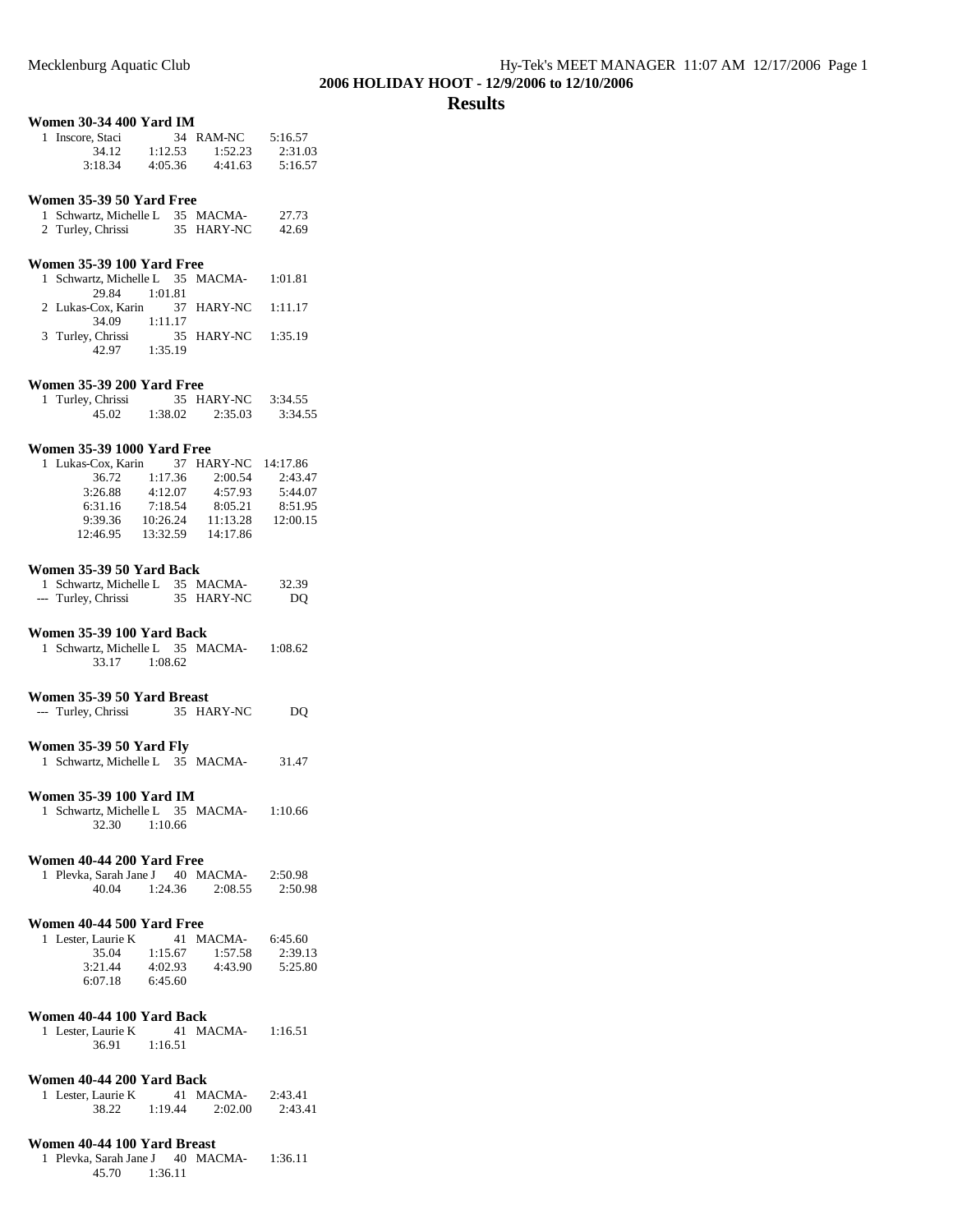## 2006 HOLIDAY HOOT - 12/9/2006 to 12/10/2006

# Results

### Women 30-34 400 Yard IM

```
  1 Inscore, Staci            34 RAM-NC      5:16.57
          34.12     1:12.53     1:52.23     2:31.03
        3:18.34     4:05.36     4:41.63     5:16.57
```

### Women 35-39 50 Yard Free

```
  1 Schwartz, Michelle L      35 MACMA-        27.73
  2 Turley, Chrissi           35 HARY-NC       42.69
```

### Women 35-39 100 Yard Free

```
  1 Schwartz, Michelle L      35 MACMA-      1:01.81
          29.84     1:01.81
  2 Lukas-Cox, Karin          37 HARY-NC     1:11.17
          34.09     1:11.17
  3 Turley, Chrissi           35 HARY-NC     1:35.19
          42.97     1:35.19
```

### Women 35-39 200 Yard Free

```
  1 Turley, Chrissi           35 HARY-NC     3:34.55
          45.02     1:38.02     2:35.03     3:34.55
```

### Women 35-39 1000 Yard Free

```
  1 Lukas-Cox, Karin          37 HARY-NC    14:17.86
          36.72     1:17.36     2:00.54     2:43.47
        3:26.88     4:12.07     4:57.93     5:44.07
        6:31.16     7:18.54     8:05.21     8:51.95
        9:39.36    10:26.24    11:13.28    12:00.15
       12:46.95    13:32.59    14:17.86
```

### Women 35-39 50 Yard Back

```
  1 Schwartz, Michelle L      35 MACMA-        32.39
 --- Turley, Chrissi          35 HARY-NC          DQ
```

### Women 35-39 100 Yard Back

```
  1 Schwartz, Michelle L      35 MACMA-      1:08.62
          33.17     1:08.62
```

### Women 35-39 50 Yard Breast

```
 --- Turley, Chrissi          35 HARY-NC          DQ
```

### Women 35-39 50 Yard Fly

```
  1 Schwartz, Michelle L      35 MACMA-        31.47
```

### Women 35-39 100 Yard IM

```
  1 Schwartz, Michelle L      35 MACMA-      1:10.66
          32.30     1:10.66
```

### Women 40-44 200 Yard Free

```
  1 Plevka, Sarah Jane J      40 MACMA-      2:50.98
          40.04     1:24.36     2:08.55     2:50.98
```

### Women 40-44 500 Yard Free

```
  1 Lester, Laurie K          41 MACMA-      6:45.60
          35.04     1:15.67     1:57.58     2:39.13
        3:21.44     4:02.93     4:43.90     5:25.80
        6:07.18     6:45.60
```

### Women 40-44 100 Yard Back

```
  1 Lester, Laurie K          41 MACMA-      1:16.51
          36.91     1:16.51
```

### Women 40-44 200 Yard Back

```
  1 Lester, Laurie K          41 MACMA-      2:43.41
          38.22     1:19.44     2:02.00     2:43.41
```

### Women 40-44 100 Yard Breast

```
  1 Plevka, Sarah Jane J      40 MACMA-      1:36.11
          45.70     1:36.11
```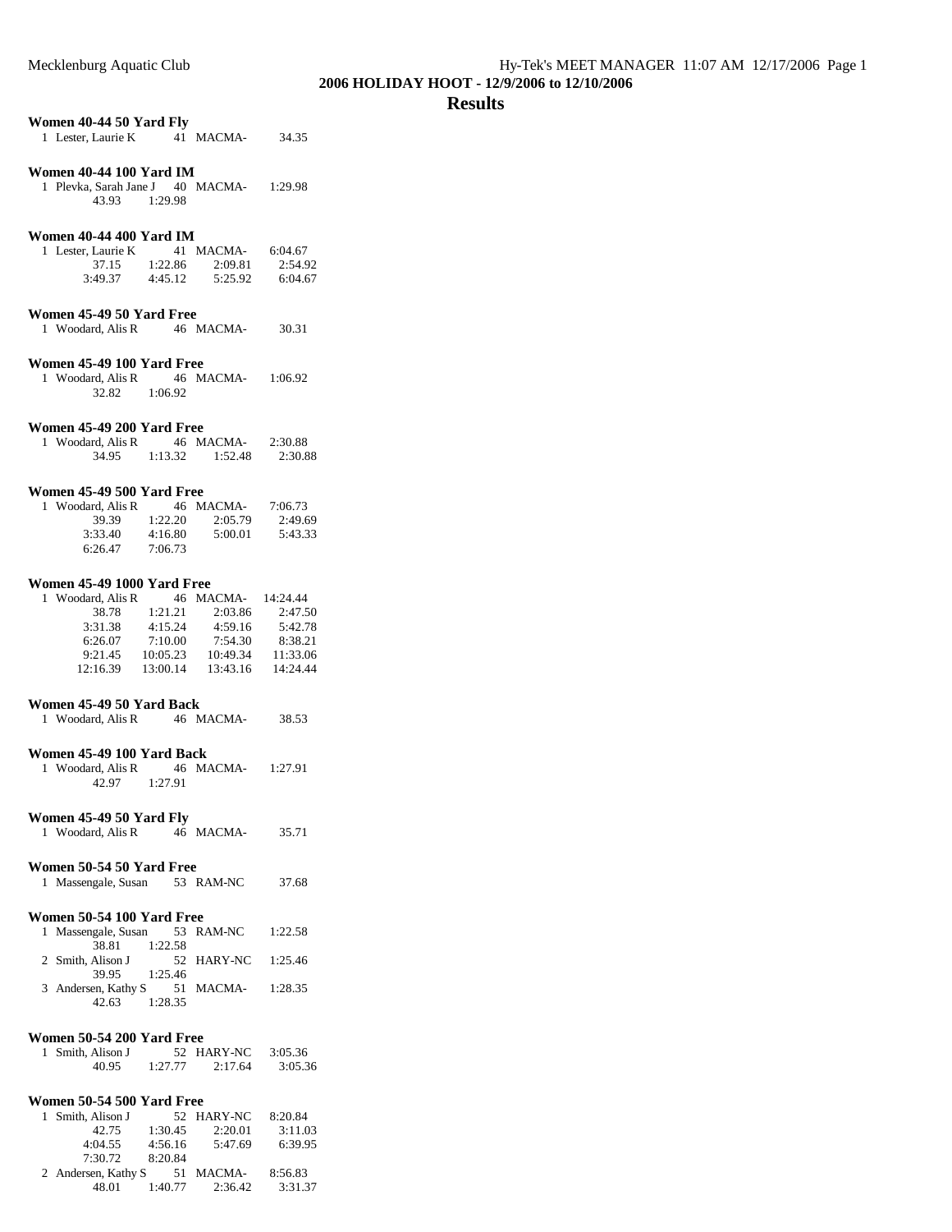## 2006 HOLIDAY HOOT - 12/9/2006 to 12/10/2006

# Results

### Women 40-44 50 Yard Fly

```
  1 Lester, Laurie K          41  MACMA-          34.35
```

### Women 40-44 100 Yard IM

```
  1 Plevka, Sarah Jane J      40  MACMA-        1:29.98
         43.93      1:29.98
```

### Women 40-44 400 Yard IM

```
  1 Lester, Laurie K          41  MACMA-        6:04.67
         37.15      1:22.86      2:09.81      2:54.92
       3:49.37      4:45.12      5:25.92      6:04.67
```

### Women 45-49 50 Yard Free

```
  1 Woodard, Alis R           46  MACMA-          30.31
```

### Women 45-49 100 Yard Free

```
  1 Woodard, Alis R           46  MACMA-        1:06.92
         32.82      1:06.92
```

### Women 45-49 200 Yard Free

```
  1 Woodard, Alis R           46  MACMA-        2:30.88
         34.95      1:13.32      1:52.48      2:30.88
```

### Women 45-49 500 Yard Free

```
  1 Woodard, Alis R           46  MACMA-        7:06.73
         39.39      1:22.20      2:05.79      2:49.69
       3:33.40      4:16.80      5:00.01      5:43.33
       6:26.47      7:06.73
```

### Women 45-49 1000 Yard Free

```
  1 Woodard, Alis R           46  MACMA-       14:24.44
         38.78      1:21.21      2:03.86      2:47.50
       3:31.38      4:15.24      4:59.16      5:42.78
       6:26.07      7:10.00      7:54.30      8:38.21
       9:21.45     10:05.23     10:49.34     11:33.06
      12:16.39     13:00.14     13:43.16     14:24.44
```

### Women 45-49 50 Yard Back

```
  1 Woodard, Alis R           46  MACMA-          38.53
```

### Women 45-49 100 Yard Back

```
  1 Woodard, Alis R           46  MACMA-        1:27.91
         42.97      1:27.91
```

### Women 45-49 50 Yard Fly

```
  1 Woodard, Alis R           46  MACMA-          35.71
```

### Women 50-54 50 Yard Free

```
  1 Massengale, Susan         53  RAM-NC          37.68
```

### Women 50-54 100 Yard Free

```
  1 Massengale, Susan         53  RAM-NC        1:22.58
         38.81      1:22.58
  2 Smith, Alison J           52  HARY-NC       1:25.46
         39.95      1:25.46
  3 Andersen, Kathy S         51  MACMA-        1:28.35
         42.63      1:28.35
```

### Women 50-54 200 Yard Free

```
  1 Smith, Alison J           52  HARY-NC       3:05.36
         40.95      1:27.77      2:17.64      3:05.36
```

### Women 50-54 500 Yard Free

```
  1 Smith, Alison J           52  HARY-NC       8:20.84
         42.75      1:30.45      2:20.01      3:11.03
       4:04.55      4:56.16      5:47.69      6:39.95
       7:30.72      8:20.84
  2 Andersen, Kathy S         51  MACMA-        8:56.83
         48.01      1:40.77      2:36.42      3:31.37
```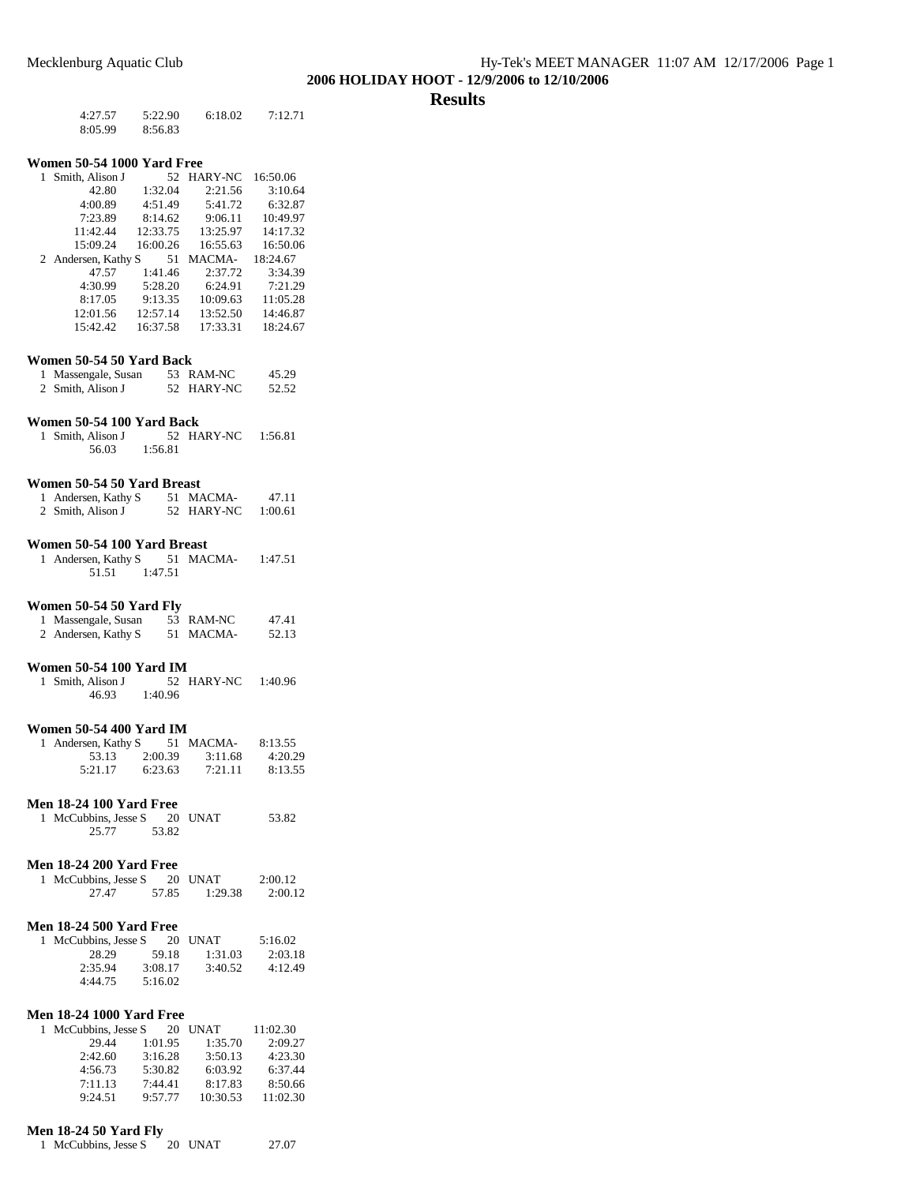**2006 HOLIDAY HOOT - 12/9/2006 to 12/10/2006**

## Results

```
      4:27.57      5:22.90      6:18.02      7:12.71
      8:05.99      8:56.83
```

### Women 50-54 1000 Yard Free

```
  1 Smith, Alison J           52 HARY-NC   16:50.06
         42.80      1:32.04      2:21.56      3:10.64
       4:00.89      4:51.49      5:41.72      6:32.87
       7:23.89      8:14.62      9:06.11     10:49.97
      11:42.44     12:33.75     13:25.97     14:17.32
      15:09.24     16:00.26     16:55.63     16:50.06
  2 Andersen, Kathy S         51 MACMA-    18:24.67
         47.57      1:41.46      2:37.72      3:34.39
       4:30.99      5:28.20      6:24.91      7:21.29
       8:17.05      9:13.35     10:09.63     11:05.28
      12:01.56     12:57.14     13:52.50     14:46.87
      15:42.42     16:37.58     17:33.31     18:24.67
```

### Women 50-54 50 Yard Back

```
  1 Massengale, Susan         53 RAM-NC       45.29
  2 Smith, Alison J           52 HARY-NC      52.52
```

### Women 50-54 100 Yard Back

```
  1 Smith, Alison J           52 HARY-NC    1:56.81
         56.03      1:56.81
```

### Women 50-54 50 Yard Breast

```
  1 Andersen, Kathy S         51 MACMA-       47.11
  2 Smith, Alison J           52 HARY-NC    1:00.61
```

### Women 50-54 100 Yard Breast

```
  1 Andersen, Kathy S         51 MACMA-     1:47.51
         51.51      1:47.51
```

### Women 50-54 50 Yard Fly

```
  1 Massengale, Susan         53 RAM-NC       47.41
  2 Andersen, Kathy S         51 MACMA-       52.13
```

### Women 50-54 100 Yard IM

```
  1 Smith, Alison J           52 HARY-NC    1:40.96
         46.93      1:40.96
```

### Women 50-54 400 Yard IM

```
  1 Andersen, Kathy S         51 MACMA-     8:13.55
         53.13      2:00.39      3:11.68      4:20.29
       5:21.17      6:23.63      7:21.11      8:13.55
```

### Men 18-24 100 Yard Free

```
  1 McCubbins, Jesse S        20 UNAT         53.82
         25.77        53.82
```

### Men 18-24 200 Yard Free

```
  1 McCubbins, Jesse S        20 UNAT       2:00.12
         27.47        57.85      1:29.38      2:00.12
```

### Men 18-24 500 Yard Free

```
  1 McCubbins, Jesse S        20 UNAT       5:16.02
         28.29        59.18      1:31.03      2:03.18
       2:35.94      3:08.17      3:40.52      4:12.49
       4:44.75      5:16.02
```

### Men 18-24 1000 Yard Free

```
  1 McCubbins, Jesse S        20 UNAT      11:02.30
         29.44      1:01.95      1:35.70      2:09.27
       2:42.60      3:16.28      3:50.13      4:23.30
       4:56.73      5:30.82      6:03.92      6:37.44
       7:11.13      7:44.41      8:17.83      8:50.66
       9:24.51      9:57.77     10:30.53     11:02.30
```

### Men 18-24 50 Yard Fly

```
  1 McCubbins, Jesse S        20 UNAT         27.07
```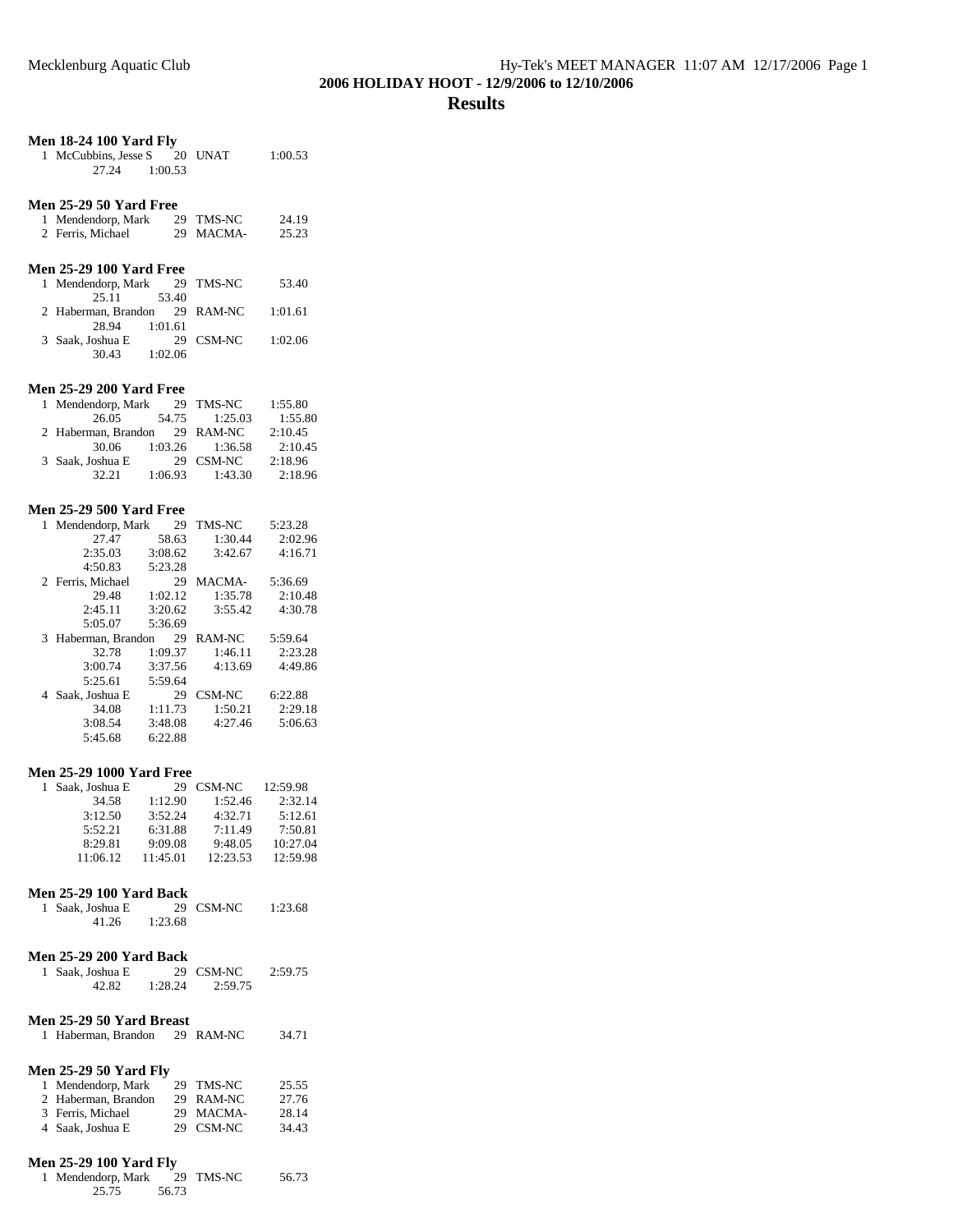**2006 HOLIDAY HOOT - 12/9/2006 to 12/10/2006**

# Results

### Men 18-24 100 Yard Fly

```
  1 McCubbins, Jesse S    20  UNAT          1:00.53
          27.24     1:00.53
```

### Men 25-29 50 Yard Free

```
  1 Mendendorp, Mark      29  TMS-NC          24.19
  2 Ferris, Michael       29  MACMA-          25.23
```

### Men 25-29 100 Yard Free

```
  1 Mendendorp, Mark      29  TMS-NC          53.40
          25.11       53.40
  2 Haberman, Brandon     29  RAM-NC        1:01.61
          28.94     1:01.61
  3 Saak, Joshua E        29  CSM-NC        1:02.06
          30.43     1:02.06
```

### Men 25-29 200 Yard Free

```
  1 Mendendorp, Mark      29  TMS-NC        1:55.80
          26.05       54.75     1:25.03     1:55.80
  2 Haberman, Brandon     29  RAM-NC        2:10.45
          30.06     1:03.26     1:36.58     2:10.45
  3 Saak, Joshua E        29  CSM-NC        2:18.96
          32.21     1:06.93     1:43.30     2:18.96
```

### Men 25-29 500 Yard Free

```
  1 Mendendorp, Mark      29  TMS-NC        5:23.28
          27.47       58.63     1:30.44     2:02.96
        2:35.03     3:08.62     3:42.67     4:16.71
        4:50.83     5:23.28
  2 Ferris, Michael       29  MACMA-        5:36.69
          29.48     1:02.12     1:35.78     2:10.48
        2:45.11     3:20.62     3:55.42     4:30.78
        5:05.07     5:36.69
  3 Haberman, Brandon     29  RAM-NC        5:59.64
          32.78     1:09.37     1:46.11     2:23.28
        3:00.74     3:37.56     4:13.69     4:49.86
        5:25.61     5:59.64
  4 Saak, Joshua E        29  CSM-NC        6:22.88
          34.08     1:11.73     1:50.21     2:29.18
        3:08.54     3:48.08     4:27.46     5:06.63
        5:45.68     6:22.88
```

### Men 25-29 1000 Yard Free

```
  1 Saak, Joshua E        29  CSM-NC       12:59.98
          34.58     1:12.90     1:52.46     2:32.14
        3:12.50     3:52.24     4:32.71     5:12.61
        5:52.21     6:31.88     7:11.49     7:50.81
        8:29.81     9:09.08     9:48.05    10:27.04
       11:06.12    11:45.01    12:23.53    12:59.98
```

### Men 25-29 100 Yard Back

```
  1 Saak, Joshua E        29  CSM-NC        1:23.68
          41.26     1:23.68
```

### Men 25-29 200 Yard Back

```
  1 Saak, Joshua E        29  CSM-NC        2:59.75
          42.82     1:28.24     2:59.75
```

### Men 25-29 50 Yard Breast

```
  1 Haberman, Brandon     29  RAM-NC          34.71
```

### Men 25-29 50 Yard Fly

```
  1 Mendendorp, Mark      29  TMS-NC          25.55
  2 Haberman, Brandon     29  RAM-NC          27.76
  3 Ferris, Michael       29  MACMA-          28.14
  4 Saak, Joshua E        29  CSM-NC          34.43
```

### Men 25-29 100 Yard Fly

```
  1 Mendendorp, Mark      29  TMS-NC          56.73
          25.75       56.73
```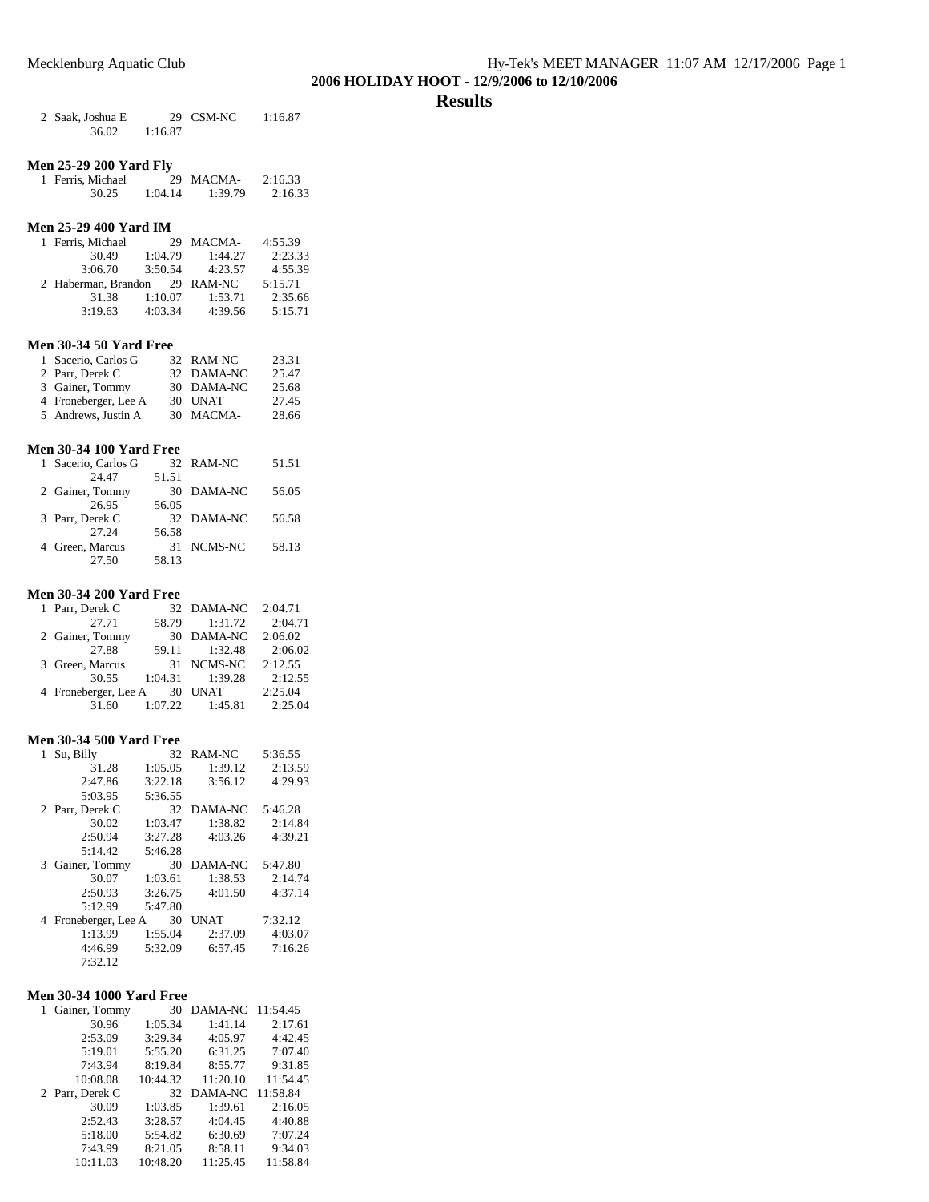## 2006 HOLIDAY HOOT - 12/9/2006 to 12/10/2006

## Results

```
  2 Saak, Joshua E           29 CSM-NC        1:16.87
        36.02      1:16.87
```

### Men 25-29 200 Yard Fly

```
  1 Ferris, Michael          29 MACMA-        2:16.33
        30.25      1:04.14      1:39.79      2:16.33
```

### Men 25-29 400 Yard IM

```
  1 Ferris, Michael          29 MACMA-        4:55.39
        30.49      1:04.79      1:44.27      2:23.33
      3:06.70      3:50.54      4:23.57      4:55.39
  2 Haberman, Brandon        29 RAM-NC        5:15.71
        31.38      1:10.07      1:53.71      2:35.66
      3:19.63      4:03.34      4:39.56      5:15.71
```

### Men 30-34 50 Yard Free

```
  1 Sacerio, Carlos G        32 RAM-NC          23.31
  2 Parr, Derek C            32 DAMA-NC         25.47
  3 Gainer, Tommy            30 DAMA-NC         25.68
  4 Froneberger, Lee A       30 UNAT            27.45
  5 Andrews, Justin A        30 MACMA-          28.66
```

### Men 30-34 100 Yard Free

```
  1 Sacerio, Carlos G        32 RAM-NC          51.51
        24.47        51.51
  2 Gainer, Tommy            30 DAMA-NC         56.05
        26.95        56.05
  3 Parr, Derek C            32 DAMA-NC         56.58
        27.24        56.58
  4 Green, Marcus            31 NCMS-NC         58.13
        27.50        58.13
```

### Men 30-34 200 Yard Free

```
  1 Parr, Derek C            32 DAMA-NC       2:04.71
        27.71        58.79      1:31.72      2:04.71
  2 Gainer, Tommy            30 DAMA-NC       2:06.02
        27.88        59.11      1:32.48      2:06.02
  3 Green, Marcus            31 NCMS-NC       2:12.55
        30.55      1:04.31      1:39.28      2:12.55
  4 Froneberger, Lee A       30 UNAT          2:25.04
        31.60      1:07.22      1:45.81      2:25.04
```

### Men 30-34 500 Yard Free

```
  1 Su, Billy                32 RAM-NC        5:36.55
        31.28      1:05.05      1:39.12      2:13.59
      2:47.86      3:22.18      3:56.12      4:29.93
      5:03.95      5:36.55
  2 Parr, Derek C            32 DAMA-NC       5:46.28
        30.02      1:03.47      1:38.82      2:14.84
      2:50.94      3:27.28      4:03.26      4:39.21
      5:14.42      5:46.28
  3 Gainer, Tommy            30 DAMA-NC       5:47.80
        30.07      1:03.61      1:38.53      2:14.74
      2:50.93      3:26.75      4:01.50      4:37.14
      5:12.99      5:47.80
  4 Froneberger, Lee A       30 UNAT          7:32.12
      1:13.99      1:55.04      2:37.09      4:03.07
      4:46.99      5:32.09      6:57.45      7:16.26
      7:32.12
```

### Men 30-34 1000 Yard Free

```
  1 Gainer, Tommy            30 DAMA-NC      11:54.45
        30.96      1:05.34      1:41.14      2:17.61
      2:53.09      3:29.34      4:05.97      4:42.45
      5:19.01      5:55.20      6:31.25      7:07.40
      7:43.94      8:19.84      8:55.77      9:31.85
     10:08.08     10:44.32     11:20.10     11:54.45
  2 Parr, Derek C            32 DAMA-NC      11:58.84
        30.09      1:03.85      1:39.61      2:16.05
      2:52.43      3:28.57      4:04.45      4:40.88
      5:18.00      5:54.82      6:30.69      7:07.24
      7:43.99      8:21.05      8:58.11      9:34.03
     10:11.03     10:48.20     11:25.45     11:58.84
```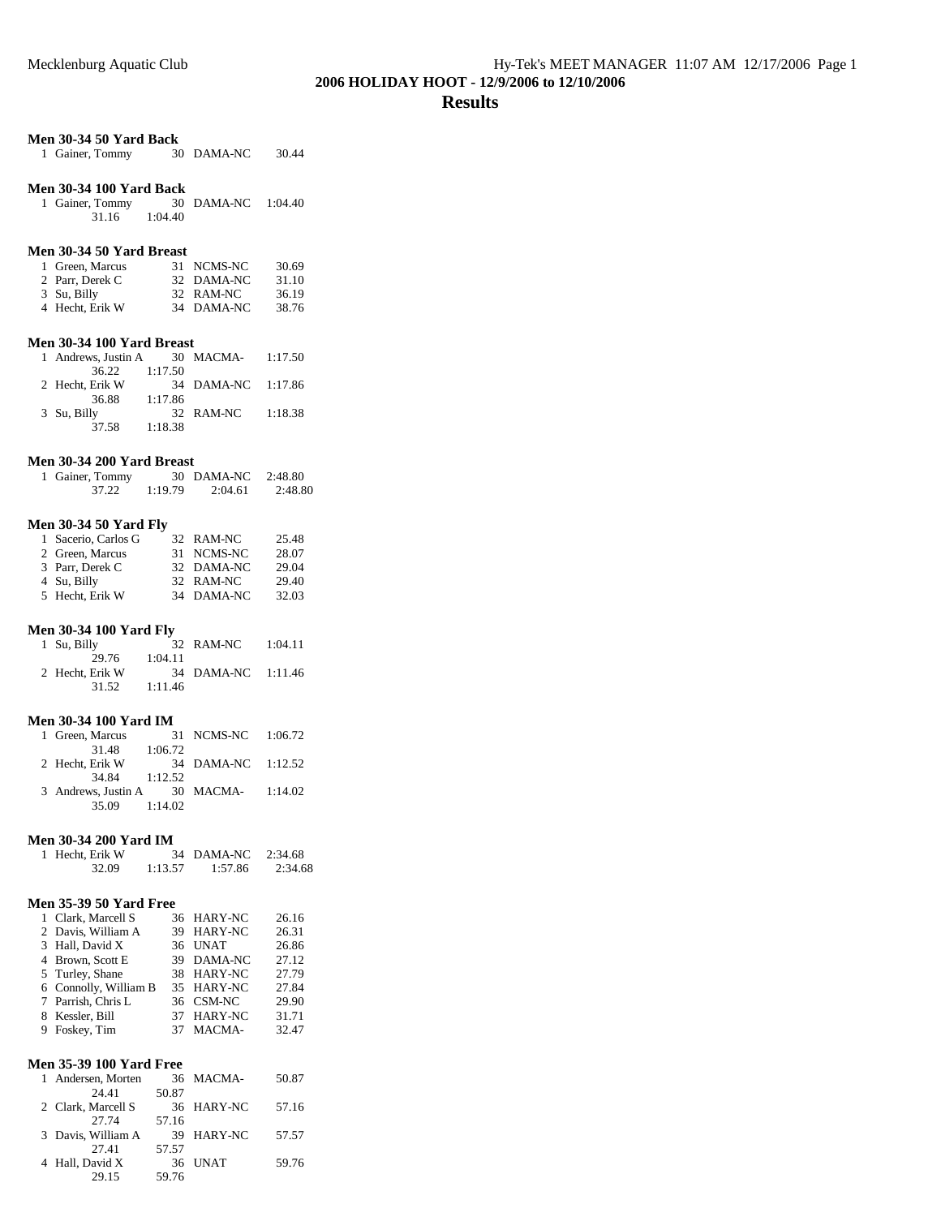# 2006 HOLIDAY HOOT - 12/9/2006 to 12/10/2006

## Results

### Men 30-34 50 Yard Back

| Place | Name | Age | Team | Time |
|---|---|---|---|---|
| 1 | Gainer, Tommy | 30 | DAMA-NC | 30.44 |

### Men 30-34 100 Yard Back

| Place | Name | Age | Team | Time |
|---|---|---|---|---|
| 1 | Gainer, Tommy | 30 | DAMA-NC | 1:04.40 |
| | 31.16 | 1:04.40 | | |

### Men 30-34 50 Yard Breast

| Place | Name | Age | Team | Time |
|---|---|---|---|---|
| 1 | Green, Marcus | 31 | NCMS-NC | 30.69 |
| 2 | Parr, Derek C | 32 | DAMA-NC | 31.10 |
| 3 | Su, Billy | 32 | RAM-NC | 36.19 |
| 4 | Hecht, Erik W | 34 | DAMA-NC | 38.76 |

### Men 30-34 100 Yard Breast

| Place | Name | Age | Team | Time |
|---|---|---|---|---|
| 1 | Andrews, Justin A | 30 | MACMA- | 1:17.50 |
| | 36.22 | 1:17.50 | | |
| 2 | Hecht, Erik W | 34 | DAMA-NC | 1:17.86 |
| | 36.88 | 1:17.86 | | |
| 3 | Su, Billy | 32 | RAM-NC | 1:18.38 |
| | 37.58 | 1:18.38 | | |

### Men 30-34 200 Yard Breast

| Place | Name | Age | Team | Time |
|---|---|---|---|---|
| 1 | Gainer, Tommy | 30 | DAMA-NC | 2:48.80 |
| | 37.22 | 1:19.79 | 2:04.61 | 2:48.80 |

### Men 30-34 50 Yard Fly

| Place | Name | Age | Team | Time |
|---|---|---|---|---|
| 1 | Sacerio, Carlos G | 32 | RAM-NC | 25.48 |
| 2 | Green, Marcus | 31 | NCMS-NC | 28.07 |
| 3 | Parr, Derek C | 32 | DAMA-NC | 29.04 |
| 4 | Su, Billy | 32 | RAM-NC | 29.40 |
| 5 | Hecht, Erik W | 34 | DAMA-NC | 32.03 |

### Men 30-34 100 Yard Fly

| Place | Name | Age | Team | Time |
|---|---|---|---|---|
| 1 | Su, Billy | 32 | RAM-NC | 1:04.11 |
| | 29.76 | 1:04.11 | | |
| 2 | Hecht, Erik W | 34 | DAMA-NC | 1:11.46 |
| | 31.52 | 1:11.46 | | |

### Men 30-34 100 Yard IM

| Place | Name | Age | Team | Time |
|---|---|---|---|---|
| 1 | Green, Marcus | 31 | NCMS-NC | 1:06.72 |
| | 31.48 | 1:06.72 | | |
| 2 | Hecht, Erik W | 34 | DAMA-NC | 1:12.52 |
| | 34.84 | 1:12.52 | | |
| 3 | Andrews, Justin A | 30 | MACMA- | 1:14.02 |
| | 35.09 | 1:14.02 | | |

### Men 30-34 200 Yard IM

| Place | Name | Age | Team | Time |
|---|---|---|---|---|
| 1 | Hecht, Erik W | 34 | DAMA-NC | 2:34.68 |
| | 32.09 | 1:13.57 | 1:57.86 | 2:34.68 |

### Men 35-39 50 Yard Free

| Place | Name | Age | Team | Time |
|---|---|---|---|---|
| 1 | Clark, Marcell S | 36 | HARY-NC | 26.16 |
| 2 | Davis, William A | 39 | HARY-NC | 26.31 |
| 3 | Hall, David X | 36 | UNAT | 26.86 |
| 4 | Brown, Scott E | 39 | DAMA-NC | 27.12 |
| 5 | Turley, Shane | 38 | HARY-NC | 27.79 |
| 6 | Connolly, William B | 35 | HARY-NC | 27.84 |
| 7 | Parrish, Chris L | 36 | CSM-NC | 29.90 |
| 8 | Kessler, Bill | 37 | HARY-NC | 31.71 |
| 9 | Foskey, Tim | 37 | MACMA- | 32.47 |

### Men 35-39 100 Yard Free

| Place | Name | Age | Team | Time |
|---|---|---|---|---|
| 1 | Andersen, Morten | 36 | MACMA- | 50.87 |
| | 24.41 | 50.87 | | |
| 2 | Clark, Marcell S | 36 | HARY-NC | 57.16 |
| | 27.74 | 57.16 | | |
| 3 | Davis, William A | 39 | HARY-NC | 57.57 |
| | 27.41 | 57.57 | | |
| 4 | Hall, David X | 36 | UNAT | 59.76 |
| | 29.15 | 59.76 | | |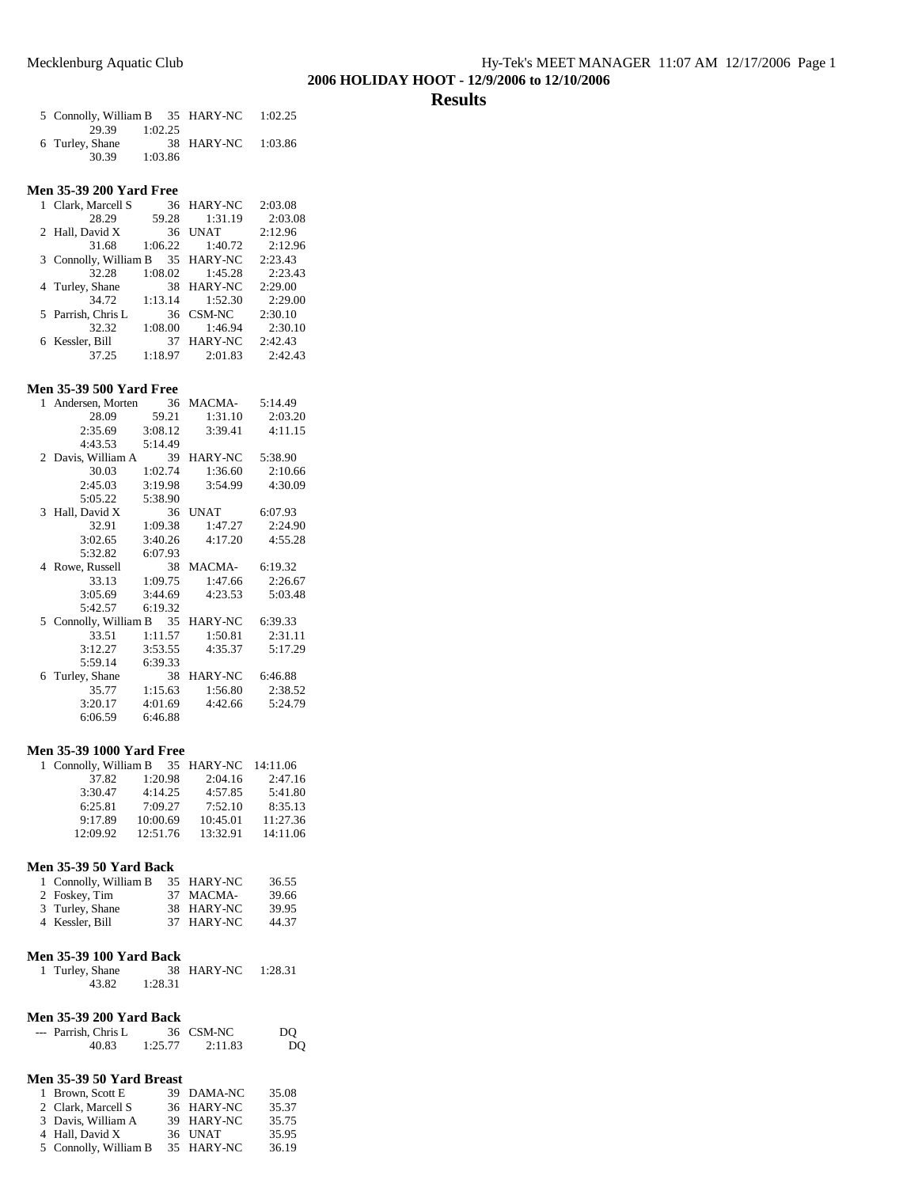2006 HOLIDAY HOOT - 12/9/2006 to 12/10/2006

## Results

```
  5 Connolly, William B     35 HARY-NC     1:02.25
         29.39     1:02.25
  6 Turley, Shane           38 HARY-NC     1:03.86
         30.39     1:03.86
```

### Men 35-39 200 Yard Free

```
  1 Clark, Marcell S        36 HARY-NC     2:03.08
         28.29       59.28     1:31.19     2:03.08
  2 Hall, David X           36 UNAT        2:12.96
         31.68     1:06.22     1:40.72     2:12.96
  3 Connolly, William B     35 HARY-NC     2:23.43
         32.28     1:08.02     1:45.28     2:23.43
  4 Turley, Shane           38 HARY-NC     2:29.00
         34.72     1:13.14     1:52.30     2:29.00
  5 Parrish, Chris L        36 CSM-NC      2:30.10
         32.32     1:08.00     1:46.94     2:30.10
  6 Kessler, Bill           37 HARY-NC     2:42.43
         37.25     1:18.97     2:01.83     2:42.43
```

### Men 35-39 500 Yard Free

```
  1 Andersen, Morten        36 MACMA-      5:14.49
         28.09       59.21     1:31.10     2:03.20
       2:35.69     3:08.12     3:39.41     4:11.15
       4:43.53     5:14.49
  2 Davis, William A        39 HARY-NC     5:38.90
         30.03     1:02.74     1:36.60     2:10.66
       2:45.03     3:19.98     3:54.99     4:30.09
       5:05.22     5:38.90
  3 Hall, David X           36 UNAT        6:07.93
         32.91     1:09.38     1:47.27     2:24.90
       3:02.65     3:40.26     4:17.20     4:55.28
       5:32.82     6:07.93
  4 Rowe, Russell           38 MACMA-      6:19.32
         33.13     1:09.75     1:47.66     2:26.67
       3:05.69     3:44.69     4:23.53     5:03.48
       5:42.57     6:19.32
  5 Connolly, William B     35 HARY-NC     6:39.33
         33.51     1:11.57     1:50.81     2:31.11
       3:12.27     3:53.55     4:35.37     5:17.29
       5:59.14     6:39.33
  6 Turley, Shane           38 HARY-NC     6:46.88
         35.77     1:15.63     1:56.80     2:38.52
       3:20.17     4:01.69     4:42.66     5:24.79
       6:06.59     6:46.88
```

### Men 35-39 1000 Yard Free

```
  1 Connolly, William B     35 HARY-NC    14:11.06
         37.82     1:20.98     2:04.16     2:47.16
       3:30.47     4:14.25     4:57.85     5:41.80
       6:25.81     7:09.27     7:52.10     8:35.13
       9:17.89    10:00.69    10:45.01    11:27.36
      12:09.92    12:51.76    13:32.91    14:11.06
```

### Men 35-39 50 Yard Back

```
  1 Connolly, William B     35 HARY-NC       36.55
  2 Foskey, Tim             37 MACMA-        39.66
  3 Turley, Shane           38 HARY-NC       39.95
  4 Kessler, Bill           37 HARY-NC       44.37
```

### Men 35-39 100 Yard Back

```
  1 Turley, Shane           38 HARY-NC     1:28.31
         43.82     1:28.31
```

### Men 35-39 200 Yard Back

```
 --- Parrish, Chris L       36 CSM-NC           DQ
         40.83     1:25.77     2:11.83          DQ
```

### Men 35-39 50 Yard Breast

```
  1 Brown, Scott E          39 DAMA-NC       35.08
  2 Clark, Marcell S        36 HARY-NC       35.37
  3 Davis, William A        39 HARY-NC       35.75
  4 Hall, David X           36 UNAT          35.95
  5 Connolly, William B     35 HARY-NC       36.19
```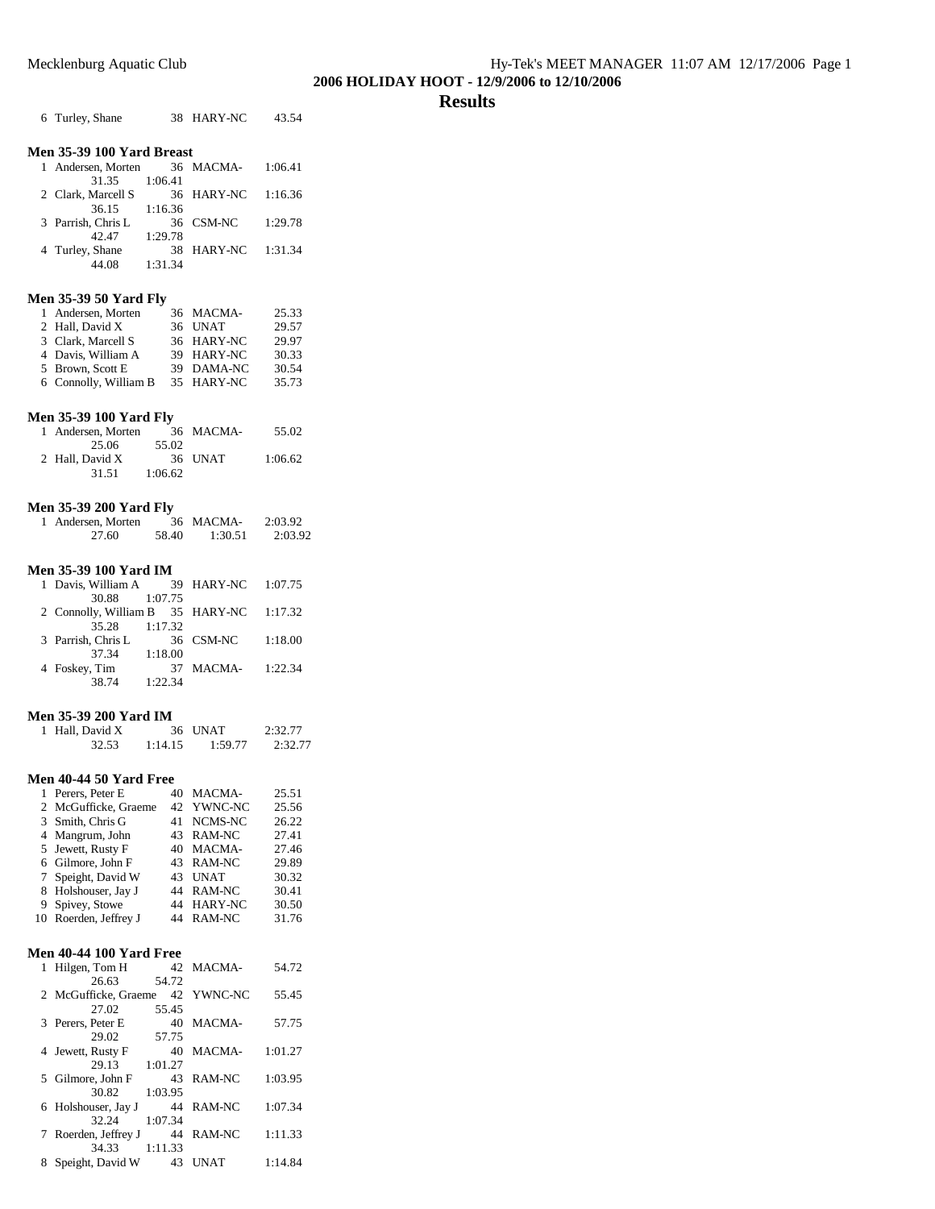## 2006 HOLIDAY HOOT - 12/9/2006 to 12/10/2006

## Results

```
  6 Turley, Shane          38  HARY-NC      43.54
```

### Men 35-39 100 Yard Breast

```
  1 Andersen, Morten       36  MACMA-     1:06.41
         31.35     1:06.41
  2 Clark, Marcell S       36  HARY-NC    1:16.36
         36.15     1:16.36
  3 Parrish, Chris L       36  CSM-NC     1:29.78
         42.47     1:29.78
  4 Turley, Shane          38  HARY-NC    1:31.34
         44.08     1:31.34
```

### Men 35-39 50 Yard Fly

```
  1 Andersen, Morten       36  MACMA-       25.33
  2 Hall, David X          36  UNAT         29.57
  3 Clark, Marcell S       36  HARY-NC      29.97
  4 Davis, William A       39  HARY-NC      30.33
  5 Brown, Scott E         39  DAMA-NC      30.54
  6 Connolly, William B    35  HARY-NC      35.73
```

### Men 35-39 100 Yard Fly

```
  1 Andersen, Morten       36  MACMA-       55.02
         25.06       55.02
  2 Hall, David X          36  UNAT       1:06.62
         31.51     1:06.62
```

### Men 35-39 200 Yard Fly

```
  1 Andersen, Morten       36  MACMA-     2:03.92
         27.60       58.40      1:30.51     2:03.92
```

### Men 35-39 100 Yard IM

```
  1 Davis, William A       39  HARY-NC    1:07.75
         30.88     1:07.75
  2 Connolly, William B    35  HARY-NC    1:17.32
         35.28     1:17.32
  3 Parrish, Chris L       36  CSM-NC     1:18.00
         37.34     1:18.00
  4 Foskey, Tim            37  MACMA-     1:22.34
         38.74     1:22.34
```

### Men 35-39 200 Yard IM

```
  1 Hall, David X          36  UNAT       2:32.77
         32.53     1:14.15      1:59.77     2:32.77
```

### Men 40-44 50 Yard Free

```
  1 Perers, Peter E        40  MACMA-       25.51
  2 McGufficke, Graeme     42  YWNC-NC      25.56
  3 Smith, Chris G         41  NCMS-NC      26.22
  4 Mangrum, John          43  RAM-NC       27.41
  5 Jewett, Rusty F        40  MACMA-       27.46
  6 Gilmore, John F        43  RAM-NC       29.89
  7 Speight, David W       43  UNAT         30.32
  8 Holshouser, Jay J      44  RAM-NC       30.41
  9 Spivey, Stowe          44  HARY-NC      30.50
 10 Roerden, Jeffrey J     44  RAM-NC       31.76
```

### Men 40-44 100 Yard Free

```
  1 Hilgen, Tom H          42  MACMA-       54.72
         26.63       54.72
  2 McGufficke, Graeme     42  YWNC-NC      55.45
         27.02       55.45
  3 Perers, Peter E        40  MACMA-       57.75
         29.02       57.75
  4 Jewett, Rusty F        40  MACMA-     1:01.27
         29.13     1:01.27
  5 Gilmore, John F        43  RAM-NC     1:03.95
         30.82     1:03.95
  6 Holshouser, Jay J      44  RAM-NC     1:07.34
         32.24     1:07.34
  7 Roerden, Jeffrey J     44  RAM-NC     1:11.33
         34.33     1:11.33
  8 Speight, David W       43  UNAT       1:14.84
```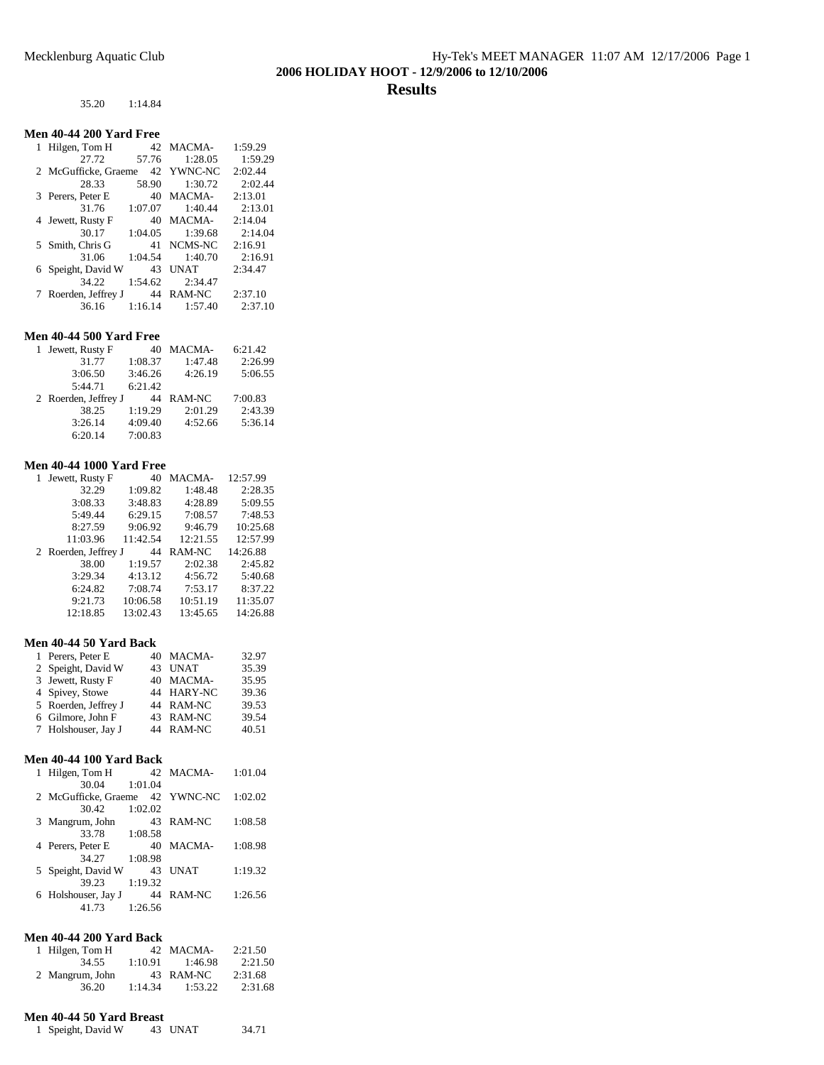## 2006 HOLIDAY HOOT - 12/9/2006 to 12/10/2006

## Results

35.20 1:14.84

### Men 40-44 200 Yard Free

| Place | Name | Age | Team | Time | | |
|---|---|---|---|---|---|---|
| 1 | Hilgen, Tom H | 42 | MACMA- | 1:59.29 | | |
| | 27.72 | 57.76 | 1:28.05 | 1:59.29 | | |
| 2 | McGufficke, Graeme | 42 | YWNC-NC | 2:02.44 | | |
| | 28.33 | 58.90 | 1:30.72 | 2:02.44 | | |
| 3 | Perers, Peter E | 40 | MACMA- | 2:13.01 | | |
| | 31.76 | 1:07.07 | 1:40.44 | 2:13.01 | | |
| 4 | Jewett, Rusty F | 40 | MACMA- | 2:14.04 | | |
| | 30.17 | 1:04.05 | 1:39.68 | 2:14.04 | | |
| 5 | Smith, Chris G | 41 | NCMS-NC | 2:16.91 | | |
| | 31.06 | 1:04.54 | 1:40.70 | 2:16.91 | | |
| 6 | Speight, David W | 43 | UNAT | 2:34.47 | | |
| | 34.22 | 1:54.62 | 2:34.47 | | | |
| 7 | Roerden, Jeffrey J | 44 | RAM-NC | 2:37.10 | | |
| | 36.16 | 1:16.14 | 1:57.40 | 2:37.10 | | |

### Men 40-44 500 Yard Free

| Place | Name | Age | Team | Time |
|---|---|---|---|---|
| 1 | Jewett, Rusty F | 40 | MACMA- | 6:21.42 |
| | 31.77 | 1:08.37 | 1:47.48 | 2:26.99 |
| | 3:06.50 | 3:46.26 | 4:26.19 | 5:06.55 |
| | 5:44.71 | 6:21.42 | | |
| 2 | Roerden, Jeffrey J | 44 | RAM-NC | 7:00.83 |
| | 38.25 | 1:19.29 | 2:01.29 | 2:43.39 |
| | 3:26.14 | 4:09.40 | 4:52.66 | 5:36.14 |
| | 6:20.14 | 7:00.83 | | |

### Men 40-44 1000 Yard Free

| Place | Name | Age | Team | Time |
|---|---|---|---|---|
| 1 | Jewett, Rusty F | 40 | MACMA- | 12:57.99 |
| | 32.29 | 1:09.82 | 1:48.48 | 2:28.35 |
| | 3:08.33 | 3:48.83 | 4:28.89 | 5:09.55 |
| | 5:49.44 | 6:29.15 | 7:08.57 | 7:48.53 |
| | 8:27.59 | 9:06.92 | 9:46.79 | 10:25.68 |
| | 11:03.96 | 11:42.54 | 12:21.55 | 12:57.99 |
| 2 | Roerden, Jeffrey J | 44 | RAM-NC | 14:26.88 |
| | 38.00 | 1:19.57 | 2:02.38 | 2:45.82 |
| | 3:29.34 | 4:13.12 | 4:56.72 | 5:40.68 |
| | 6:24.82 | 7:08.74 | 7:53.17 | 8:37.22 |
| | 9:21.73 | 10:06.58 | 10:51.19 | 11:35.07 |
| | 12:18.85 | 13:02.43 | 13:45.65 | 14:26.88 |

### Men 40-44 50 Yard Back

| Place | Name | Age | Team | Time |
|---|---|---|---|---|
| 1 | Perers, Peter E | 40 | MACMA- | 32.97 |
| 2 | Speight, David W | 43 | UNAT | 35.39 |
| 3 | Jewett, Rusty F | 40 | MACMA- | 35.95 |
| 4 | Spivey, Stowe | 44 | HARY-NC | 39.36 |
| 5 | Roerden, Jeffrey J | 44 | RAM-NC | 39.53 |
| 6 | Gilmore, John F | 43 | RAM-NC | 39.54 |
| 7 | Holshouser, Jay J | 44 | RAM-NC | 40.51 |

### Men 40-44 100 Yard Back

| Place | Name | Age | Team | Time |
|---|---|---|---|---|
| 1 | Hilgen, Tom H | 42 | MACMA- | 1:01.04 |
| | 30.04 | 1:01.04 | | |
| 2 | McGufficke, Graeme | 42 | YWNC-NC | 1:02.02 |
| | 30.42 | 1:02.02 | | |
| 3 | Mangrum, John | 43 | RAM-NC | 1:08.58 |
| | 33.78 | 1:08.58 | | |
| 4 | Perers, Peter E | 40 | MACMA- | 1:08.98 |
| | 34.27 | 1:08.98 | | |
| 5 | Speight, David W | 43 | UNAT | 1:19.32 |
| | 39.23 | 1:19.32 | | |
| 6 | Holshouser, Jay J | 44 | RAM-NC | 1:26.56 |
| | 41.73 | 1:26.56 | | |

### Men 40-44 200 Yard Back

| Place | Name | Age | Team | Time |
|---|---|---|---|---|
| 1 | Hilgen, Tom H | 42 | MACMA- | 2:21.50 |
| | 34.55 | 1:10.91 | 1:46.98 | 2:21.50 |
| 2 | Mangrum, John | 43 | RAM-NC | 2:31.68 |
| | 36.20 | 1:14.34 | 1:53.22 | 2:31.68 |

### Men 40-44 50 Yard Breast

| Place | Name | Age | Team | Time |
|---|---|---|---|---|
| 1 | Speight, David W | 43 | UNAT | 34.71 |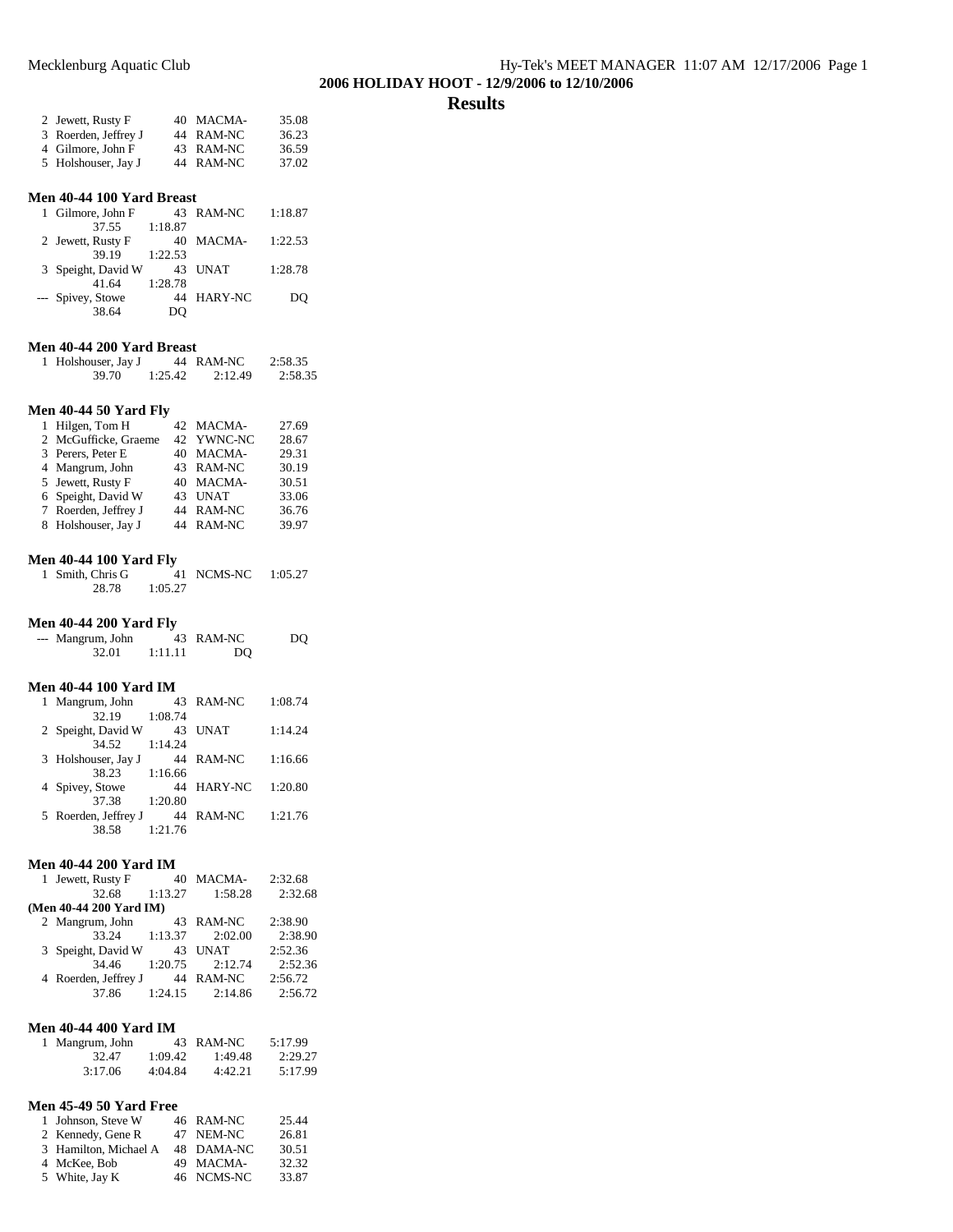## 2006 HOLIDAY HOOT - 12/9/2006 to 12/10/2006

# Results

```
  2 Jewett, Rusty F          40 MACMA-       35.08
  3 Roerden, Jeffrey J       44 RAM-NC       36.23
  4 Gilmore, John F          43 RAM-NC       36.59
  5 Holshouser, Jay J        44 RAM-NC       37.02
```

**Men 40-44 100 Yard Breast**

```
  1 Gilmore, John F          43 RAM-NC     1:18.87
         37.55     1:18.87
  2 Jewett, Rusty F          40 MACMA-     1:22.53
         39.19     1:22.53
  3 Speight, David W         43 UNAT       1:28.78
         41.64     1:28.78
 --- Spivey, Stowe           44 HARY-NC         DQ
         38.64          DQ
```

**Men 40-44 200 Yard Breast**

```
  1 Holshouser, Jay J        44 RAM-NC     2:58.35
         39.70     1:25.42     2:12.49     2:58.35
```

**Men 40-44 50 Yard Fly**

```
  1 Hilgen, Tom H            42 MACMA-       27.69
  2 McGufficke, Graeme       42 YWNC-NC      28.67
  3 Perers, Peter E          40 MACMA-       29.31
  4 Mangrum, John            43 RAM-NC       30.19
  5 Jewett, Rusty F          40 MACMA-       30.51
  6 Speight, David W         43 UNAT         33.06
  7 Roerden, Jeffrey J       44 RAM-NC       36.76
  8 Holshouser, Jay J        44 RAM-NC       39.97
```

**Men 40-44 100 Yard Fly**

```
  1 Smith, Chris G           41 NCMS-NC    1:05.27
         28.78     1:05.27
```

**Men 40-44 200 Yard Fly**

```
 --- Mangrum, John           43 RAM-NC          DQ
         32.01     1:11.11          DQ
```

**Men 40-44 100 Yard IM**

```
  1 Mangrum, John            43 RAM-NC     1:08.74
         32.19     1:08.74
  2 Speight, David W         43 UNAT       1:14.24
         34.52     1:14.24
  3 Holshouser, Jay J        44 RAM-NC     1:16.66
         38.23     1:16.66
  4 Spivey, Stowe            44 HARY-NC    1:20.80
         37.38     1:20.80
  5 Roerden, Jeffrey J       44 RAM-NC     1:21.76
         38.58     1:21.76
```

**Men 40-44 200 Yard IM**

```
  1 Jewett, Rusty F          40 MACMA-     2:32.68
         32.68     1:13.27     1:58.28     2:32.68
(Men 40-44 200 Yard IM)
  2 Mangrum, John            43 RAM-NC     2:38.90
         33.24     1:13.37     2:02.00     2:38.90
  3 Speight, David W         43 UNAT       2:52.36
         34.46     1:20.75     2:12.74     2:52.36
  4 Roerden, Jeffrey J       44 RAM-NC     2:56.72
         37.86     1:24.15     2:14.86     2:56.72
```

**Men 40-44 400 Yard IM**

```
  1 Mangrum, John            43 RAM-NC     5:17.99
         32.47     1:09.42     1:49.48     2:29.27
       3:17.06     4:04.84     4:42.21     5:17.99
```

**Men 45-49 50 Yard Free**

```
  1 Johnson, Steve W         46 RAM-NC       25.44
  2 Kennedy, Gene R          47 NEM-NC       26.81
  3 Hamilton, Michael A      48 DAMA-NC      30.51
  4 McKee, Bob               49 MACMA-       32.32
  5 White, Jay K             46 NCMS-NC      33.87
```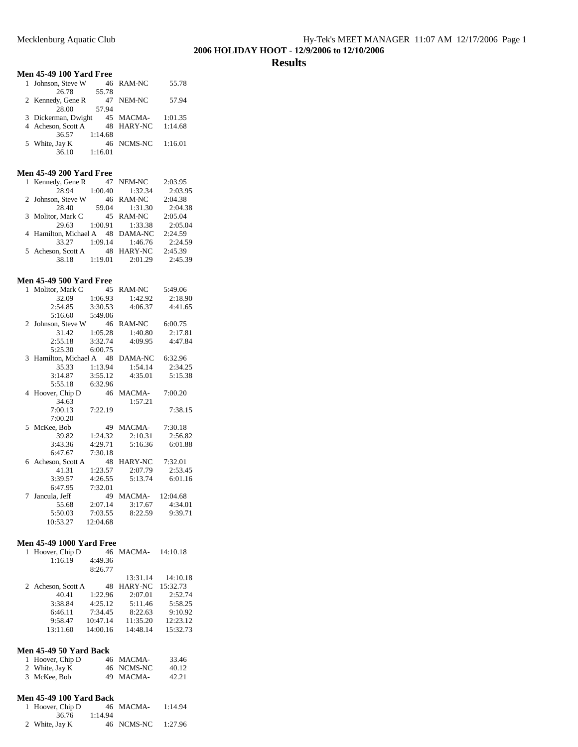# 2006 HOLIDAY HOOT - 12/9/2006 to 12/10/2006

## Results

### Men 45-49 100 Yard Free

| Place | Name | Age | Team | Time |
|---|---|---|---|---|
| 1 | Johnson, Steve W | 46 | RAM-NC | 55.78 |
| | 26.78 | 55.78 | | |
| 2 | Kennedy, Gene R | 47 | NEM-NC | 57.94 |
| | 28.00 | 57.94 | | |
| 3 | Dickerman, Dwight | 45 | MACMA- | 1:01.35 |
| 4 | Acheson, Scott A | 48 | HARY-NC | 1:14.68 |
| | 36.57 | 1:14.68 | | |
| 5 | White, Jay K | 46 | NCMS-NC | 1:16.01 |
| | 36.10 | 1:16.01 | | |

### Men 45-49 200 Yard Free

| Place | Name | Age | Team | Time |
|---|---|---|---|---|
| 1 | Kennedy, Gene R | 47 | NEM-NC | 2:03.95 |
| | 28.94 | 1:00.40 | 1:32.34 | 2:03.95 |
| 2 | Johnson, Steve W | 46 | RAM-NC | 2:04.38 |
| | 28.40 | 59.04 | 1:31.30 | 2:04.38 |
| 3 | Molitor, Mark C | 45 | RAM-NC | 2:05.04 |
| | 29.63 | 1:00.91 | 1:33.38 | 2:05.04 |
| 4 | Hamilton, Michael A | 48 | DAMA-NC | 2:24.59 |
| | 33.27 | 1:09.14 | 1:46.76 | 2:24.59 |
| 5 | Acheson, Scott A | 48 | HARY-NC | 2:45.39 |
| | 38.18 | 1:19.01 | 2:01.29 | 2:45.39 |

### Men 45-49 500 Yard Free

| Place | Name | Age | Team | Time |
|---|---|---|---|---|
| 1 | Molitor, Mark C | 45 | RAM-NC | 5:49.06 |
| | 32.09 | 1:06.93 | 1:42.92 | 2:18.90 |
| | 2:54.85 | 3:30.53 | 4:06.37 | 4:41.65 |
| | 5:16.60 | 5:49.06 | | |
| 2 | Johnson, Steve W | 46 | RAM-NC | 6:00.75 |
| | 31.42 | 1:05.28 | 1:40.80 | 2:17.81 |
| | 2:55.18 | 3:32.74 | 4:09.95 | 4:47.84 |
| | 5:25.30 | 6:00.75 | | |
| 3 | Hamilton, Michael A | 48 | DAMA-NC | 6:32.96 |
| | 35.33 | 1:13.94 | 1:54.14 | 2:34.25 |
| | 3:14.87 | 3:55.12 | 4:35.01 | 5:15.38 |
| | 5:55.18 | 6:32.96 | | |
| 4 | Hoover, Chip D | 46 | MACMA- | 7:00.20 |
| | 34.63 | | 1:57.21 | |
| | 7:00.13 | 7:22.19 | | 7:38.15 |
| | 7:00.20 | | | |
| 5 | McKee, Bob | 49 | MACMA- | 7:30.18 |
| | 39.82 | 1:24.32 | 2:10.31 | 2:56.82 |
| | 3:43.36 | 4:29.71 | 5:16.36 | 6:01.88 |
| | 6:47.67 | 7:30.18 | | |
| 6 | Acheson, Scott A | 48 | HARY-NC | 7:32.01 |
| | 41.31 | 1:23.57 | 2:07.79 | 2:53.45 |
| | 3:39.57 | 4:26.55 | 5:13.74 | 6:01.16 |
| | 6:47.95 | 7:32.01 | | |
| 7 | Jancula, Jeff | 49 | MACMA- | 12:04.68 |
| | 55.68 | 2:07.14 | 3:17.67 | 4:34.01 |
| | 5:50.03 | 7:03.55 | 8:22.59 | 9:39.71 |
| | 10:53.27 | 12:04.68 | | |

### Men 45-49 1000 Yard Free

| Place | Name | Age | Team | Time |
|---|---|---|---|---|
| 1 | Hoover, Chip D | 46 | MACMA- | 14:10.18 |
| | 1:16.19 | 4:49.36 | | |
| | | 8:26.77 | | |
| | | | 13:31.14 | 14:10.18 |
| 2 | Acheson, Scott A | 48 | HARY-NC | 15:32.73 |
| | 40.41 | 1:22.96 | 2:07.01 | 2:52.74 |
| | 3:38.84 | 4:25.12 | 5:11.46 | 5:58.25 |
| | 6:46.11 | 7:34.45 | 8:22.63 | 9:10.92 |
| | 9:58.47 | 10:47.14 | 11:35.20 | 12:23.12 |
| | 13:11.60 | 14:00.16 | 14:48.14 | 15:32.73 |

### Men 45-49 50 Yard Back

| Place | Name | Age | Team | Time |
|---|---|---|---|---|
| 1 | Hoover, Chip D | 46 | MACMA- | 33.46 |
| 2 | White, Jay K | 46 | NCMS-NC | 40.12 |
| 3 | McKee, Bob | 49 | MACMA- | 42.21 |

### Men 45-49 100 Yard Back

| Place | Name | Age | Team | Time |
|---|---|---|---|---|
| 1 | Hoover, Chip D | 46 | MACMA- | 1:14.94 |
| | 36.76 | 1:14.94 | | |
| 2 | White, Jay K | 46 | NCMS-NC | 1:27.96 |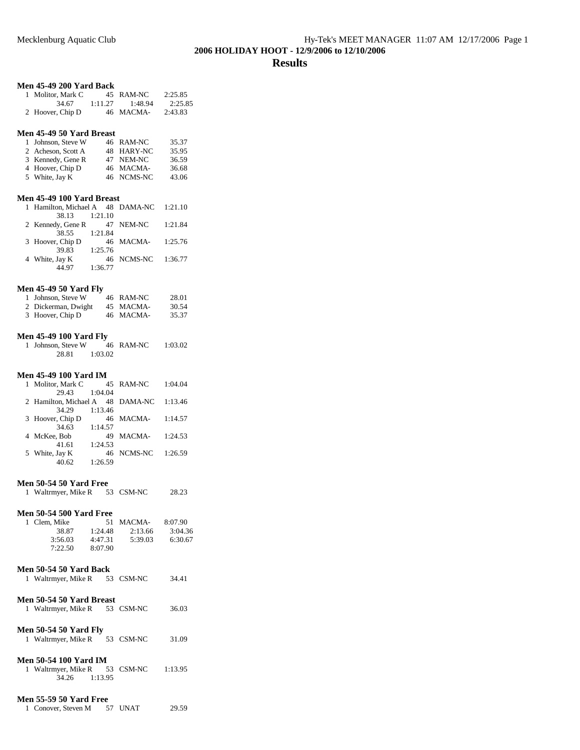Mecklenburg Aquatic Club

## 2006 HOLIDAY HOOT - 12/9/2006 to 12/10/2006

# Results

### Men 45-49 200 Yard Back

```
  1 Molitor, Mark C         45  RAM-NC      2:25.85
        34.67     1:11.27      1:48.94      2:25.85
  2 Hoover, Chip D          46  MACMA-      2:43.83
```

### Men 45-49 50 Yard Breast

```
  1 Johnson, Steve W        46  RAM-NC        35.37
  2 Acheson, Scott A        48  HARY-NC       35.95
  3 Kennedy, Gene R         47  NEM-NC        36.59
  4 Hoover, Chip D          46  MACMA-        36.68
  5 White, Jay K            46  NCMS-NC       43.06
```

### Men 45-49 100 Yard Breast

```
  1 Hamilton, Michael A     48  DAMA-NC     1:21.10
        38.13     1:21.10
  2 Kennedy, Gene R         47  NEM-NC      1:21.84
        38.55     1:21.84
  3 Hoover, Chip D          46  MACMA-      1:25.76
        39.83     1:25.76
  4 White, Jay K            46  NCMS-NC     1:36.77
        44.97     1:36.77
```

### Men 45-49 50 Yard Fly

```
  1 Johnson, Steve W        46  RAM-NC        28.01
  2 Dickerman, Dwight       45  MACMA-        30.54
  3 Hoover, Chip D          46  MACMA-        35.37
```

### Men 45-49 100 Yard Fly

```
  1 Johnson, Steve W        46  RAM-NC      1:03.02
        28.81     1:03.02
```

### Men 45-49 100 Yard IM

```
  1 Molitor, Mark C         45  RAM-NC      1:04.04
        29.43     1:04.04
  2 Hamilton, Michael A     48  DAMA-NC     1:13.46
        34.29     1:13.46
  3 Hoover, Chip D          46  MACMA-      1:14.57
        34.63     1:14.57
  4 McKee, Bob              49  MACMA-      1:24.53
        41.61     1:24.53
  5 White, Jay K            46  NCMS-NC     1:26.59
        40.62     1:26.59
```

### Men 50-54 50 Yard Free

```
  1 Waltrmyer, Mike R       53  CSM-NC        28.23
```

### Men 50-54 500 Yard Free

```
  1 Clem, Mike              51  MACMA-      8:07.90
        38.87     1:24.48      2:13.66      3:04.36
      3:56.03     4:47.31      5:39.03      6:30.67
      7:22.50     8:07.90
```

### Men 50-54 50 Yard Back

```
  1 Waltrmyer, Mike R       53  CSM-NC        34.41
```

### Men 50-54 50 Yard Breast

```
  1 Waltrmyer, Mike R       53  CSM-NC        36.03
```

### Men 50-54 50 Yard Fly

```
  1 Waltrmyer, Mike R       53  CSM-NC        31.09
```

### Men 50-54 100 Yard IM

```
  1 Waltrmyer, Mike R       53  CSM-NC      1:13.95
        34.26     1:13.95
```

### Men 55-59 50 Yard Free

```
  1 Conover, Steven M       57  UNAT          29.59
```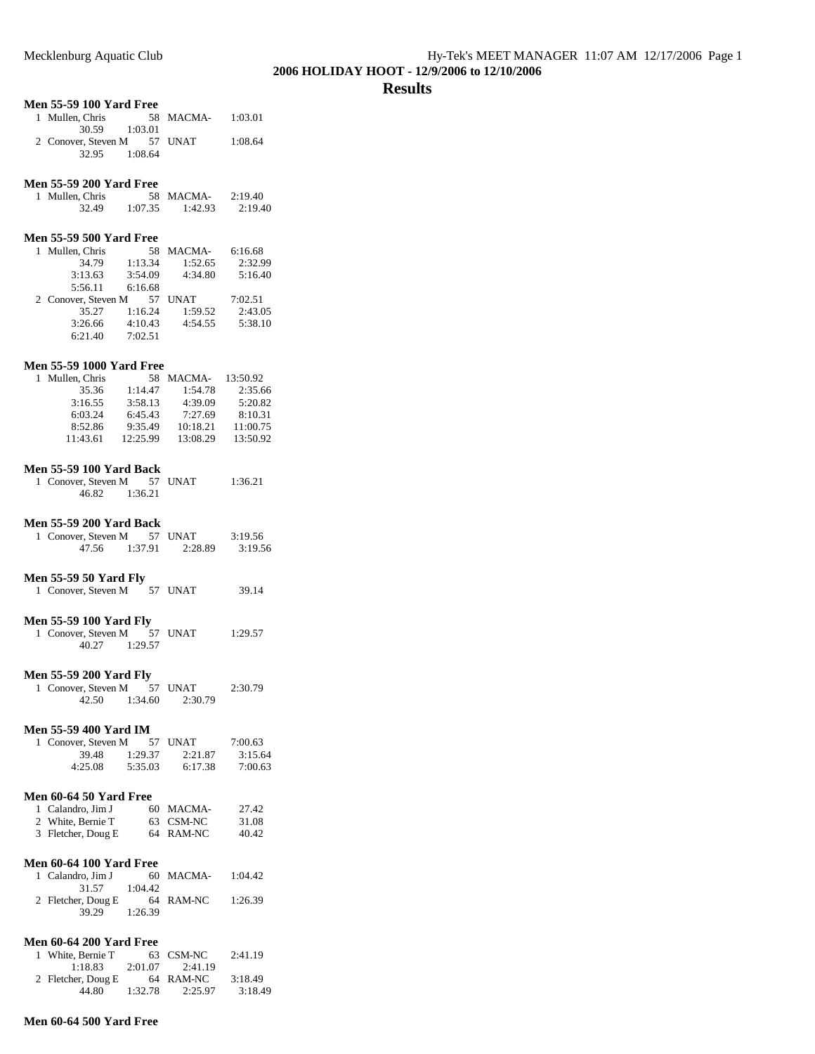## 2006 HOLIDAY HOOT - 12/9/2006 to 12/10/2006

## Results

### Men 55-59 100 Yard Free

```
 1 Mullen, Chris          58 MACMA-      1:03.01
         30.59     1:03.01
 2 Conover, Steven M      57 UNAT        1:08.64
         32.95     1:08.64
```

### Men 55-59 200 Yard Free

```
 1 Mullen, Chris          58 MACMA-      2:19.40
         32.49     1:07.35     1:42.93     2:19.40
```

### Men 55-59 500 Yard Free

```
 1 Mullen, Chris          58 MACMA-      6:16.68
         34.79     1:13.34     1:52.65     2:32.99
       3:13.63     3:54.09     4:34.80     5:16.40
       5:56.11     6:16.68
 2 Conover, Steven M      57 UNAT        7:02.51
         35.27     1:16.24     1:59.52     2:43.05
       3:26.66     4:10.43     4:54.55     5:38.10
       6:21.40     7:02.51
```

### Men 55-59 1000 Yard Free

```
 1 Mullen, Chris          58 MACMA-     13:50.92
         35.36     1:14.47     1:54.78     2:35.66
       3:16.55     3:58.13     4:39.09     5:20.82
       6:03.24     6:45.43     7:27.69     8:10.31
       8:52.86     9:35.49    10:18.21    11:00.75
      11:43.61    12:25.99    13:08.29    13:50.92
```

### Men 55-59 100 Yard Back

```
 1 Conover, Steven M      57 UNAT        1:36.21
         46.82     1:36.21
```

### Men 55-59 200 Yard Back

```
 1 Conover, Steven M      57 UNAT        3:19.56
         47.56     1:37.91     2:28.89     3:19.56
```

### Men 55-59 50 Yard Fly

```
 1 Conover, Steven M      57 UNAT          39.14
```

### Men 55-59 100 Yard Fly

```
 1 Conover, Steven M      57 UNAT        1:29.57
         40.27     1:29.57
```

### Men 55-59 200 Yard Fly

```
 1 Conover, Steven M      57 UNAT        2:30.79
         42.50     1:34.60     2:30.79
```

### Men 55-59 400 Yard IM

```
 1 Conover, Steven M      57 UNAT        7:00.63
         39.48     1:29.37     2:21.87     3:15.64
       4:25.08     5:35.03     6:17.38     7:00.63
```

### Men 60-64 50 Yard Free

```
 1 Calandro, Jim J        60 MACMA-        27.42
 2 White, Bernie T        63 CSM-NC        31.08
 3 Fletcher, Doug E       64 RAM-NC        40.42
```

### Men 60-64 100 Yard Free

```
 1 Calandro, Jim J        60 MACMA-      1:04.42
         31.57     1:04.42
 2 Fletcher, Doug E       64 RAM-NC      1:26.39
         39.29     1:26.39
```

### Men 60-64 200 Yard Free

```
 1 White, Bernie T        63 CSM-NC      2:41.19
       1:18.83     2:01.07     2:41.19
 2 Fletcher, Doug E       64 RAM-NC      3:18.49
         44.80     1:32.78     2:25.97     3:18.49
```

### Men 60-64 500 Yard Free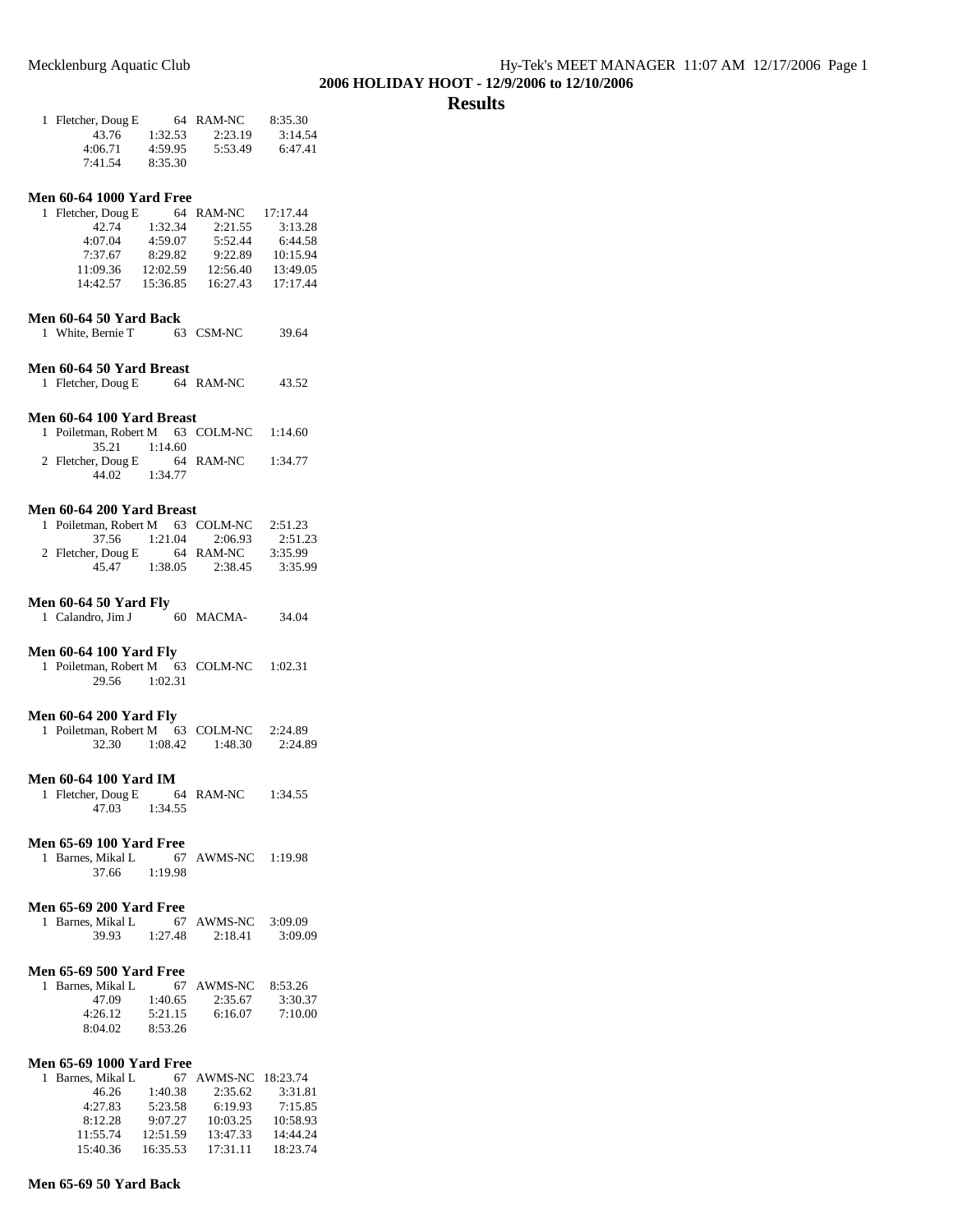## 2006 HOLIDAY HOOT - 12/9/2006 to 12/10/2006

## Results

```
  1 Fletcher, Doug E        64  RAM-NC      8:35.30
          43.76     1:32.53     2:23.19     3:14.54
        4:06.71     4:59.95     5:53.49     6:47.41
        7:41.54     8:35.30
```

### Men 60-64 1000 Yard Free

```
  1 Fletcher, Doug E        64  RAM-NC     17:17.44
          42.74     1:32.34     2:21.55     3:13.28
        4:07.04     4:59.07     5:52.44     6:44.58
        7:37.67     8:29.82     9:22.89    10:15.94
       11:09.36    12:02.59    12:56.40    13:49.05
       14:42.57    15:36.85    16:27.43    17:17.44
```

### Men 60-64 50 Yard Back

```
  1 White, Bernie T         63  CSM-NC        39.64
```

### Men 60-64 50 Yard Breast

```
  1 Fletcher, Doug E        64  RAM-NC        43.52
```

### Men 60-64 100 Yard Breast

```
  1 Poiletman, Robert M     63  COLM-NC     1:14.60
          35.21     1:14.60
  2 Fletcher, Doug E        64  RAM-NC      1:34.77
          44.02     1:34.77
```

### Men 60-64 200 Yard Breast

```
  1 Poiletman, Robert M     63  COLM-NC     2:51.23
          37.56     1:21.04     2:06.93     2:51.23
  2 Fletcher, Doug E        64  RAM-NC      3:35.99
          45.47     1:38.05     2:38.45     3:35.99
```

### Men 60-64 50 Yard Fly

```
  1 Calandro, Jim J         60  MACMA-        34.04
```

### Men 60-64 100 Yard Fly

```
  1 Poiletman, Robert M     63  COLM-NC     1:02.31
          29.56     1:02.31
```

### Men 60-64 200 Yard Fly

```
  1 Poiletman, Robert M     63  COLM-NC     2:24.89
          32.30     1:08.42     1:48.30     2:24.89
```

### Men 60-64 100 Yard IM

```
  1 Fletcher, Doug E        64  RAM-NC      1:34.55
          47.03     1:34.55
```

### Men 65-69 100 Yard Free

```
  1 Barnes, Mikal L         67  AWMS-NC     1:19.98
          37.66     1:19.98
```

### Men 65-69 200 Yard Free

```
  1 Barnes, Mikal L         67  AWMS-NC     3:09.09
          39.93     1:27.48     2:18.41     3:09.09
```

### Men 65-69 500 Yard Free

```
  1 Barnes, Mikal L         67  AWMS-NC     8:53.26
          47.09     1:40.65     2:35.67     3:30.37
        4:26.12     5:21.15     6:16.07     7:10.00
        8:04.02     8:53.26
```

### Men 65-69 1000 Yard Free

```
  1 Barnes, Mikal L         67  AWMS-NC    18:23.74
          46.26     1:40.38     2:35.62     3:31.81
        4:27.83     5:23.58     6:19.93     7:15.85
        8:12.28     9:07.27    10:03.25    10:58.93
       11:55.74    12:51.59    13:47.33    14:44.24
       15:40.36    16:35.53    17:31.11    18:23.74
```

### Men 65-69 50 Yard Back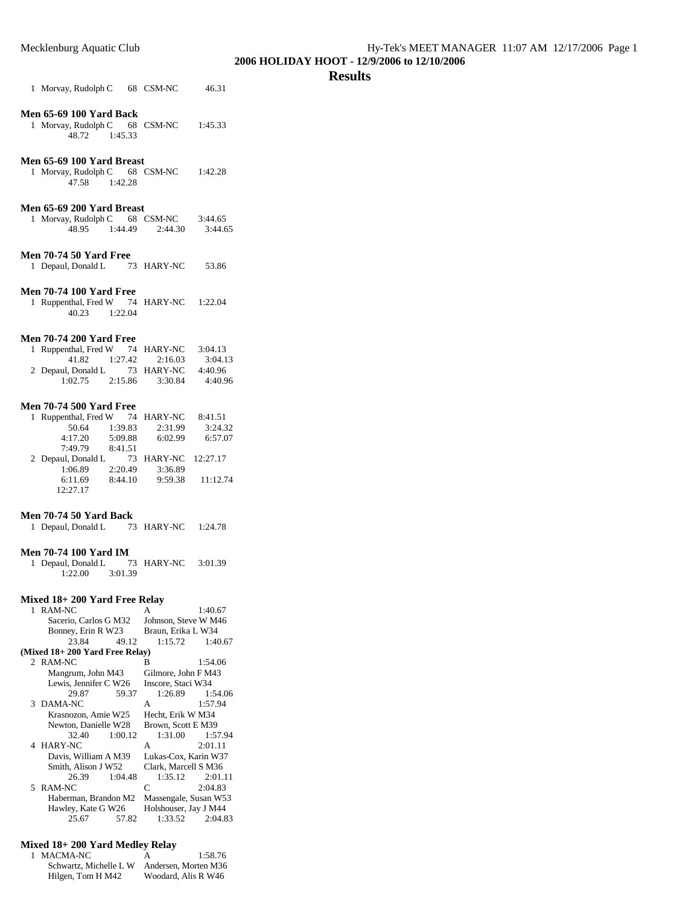## Results

1 Morvay, Rudolph C 68 CSM-NC 46.31

### Men 65-69 100 Yard Back

```
  1 Morvay, Rudolph C     68  CSM-NC      1:45.33
        48.72     1:45.33
```

### Men 65-69 100 Yard Breast

```
  1 Morvay, Rudolph C     68  CSM-NC      1:42.28
        47.58     1:42.28
```

### Men 65-69 200 Yard Breast

```
  1 Morvay, Rudolph C     68  CSM-NC      3:44.65
        48.95     1:44.49     2:44.30     3:44.65
```

### Men 70-74 50 Yard Free

```
  1 Depaul, Donald L      73  HARY-NC       53.86
```

### Men 70-74 100 Yard Free

```
  1 Ruppenthal, Fred W    74  HARY-NC     1:22.04
        40.23     1:22.04
```

### Men 70-74 200 Yard Free

```
  1 Ruppenthal, Fred W    74  HARY-NC     3:04.13
        41.82     1:27.42     2:16.03     3:04.13
  2 Depaul, Donald L      73  HARY-NC     4:40.96
      1:02.75     2:15.86     3:30.84     4:40.96
```

### Men 70-74 500 Yard Free

```
  1 Ruppenthal, Fred W    74  HARY-NC     8:41.51
        50.64     1:39.83     2:31.99     3:24.32
      4:17.20     5:09.88     6:02.99     6:57.07
      7:49.79     8:41.51
  2 Depaul, Donald L      73  HARY-NC    12:27.17
      1:06.89     2:20.49     3:36.89
      6:11.69     8:44.10     9:59.38    11:12.74
     12:27.17
```

### Men 70-74 50 Yard Back

```
  1 Depaul, Donald L      73  HARY-NC     1:24.78
```

### Men 70-74 100 Yard IM

```
  1 Depaul, Donald L      73  HARY-NC     3:01.39
      1:22.00     3:01.39
```

### Mixed 18+ 200 Yard Free Relay

```
  1 RAM-NC                    A               1:40.67
      Sacerio, Carlos G M32     Johnson, Steve W M46
      Bonney, Erin R W23        Braun, Erika L W34
        23.84       49.12     1:15.72     1:40.67
(Mixed 18+ 200 Yard Free Relay)
  2 RAM-NC                    B               1:54.06
      Mangrum, John M43         Gilmore, John F M43
      Lewis, Jennifer C W26     Inscore, Staci W34
        29.87       59.37     1:26.89     1:54.06
  3 DAMA-NC                   A               1:57.94
      Krasnozon, Amie W25       Hecht, Erik W M34
      Newton, Danielle W28      Brown, Scott E M39
        32.40     1:00.12     1:31.00     1:57.94
  4 HARY-NC                   A               2:01.11
      Davis, William A M39      Lukas-Cox, Karin W37
      Smith, Alison J W52       Clark, Marcell S M36
        26.39     1:04.48     1:35.12     2:01.11
  5 RAM-NC                    C               2:04.83
      Haberman, Brandon M2      Massengale, Susan W53
      Hawley, Kate G W26        Holshouser, Jay J M44
        25.67       57.82     1:33.52     2:04.83
```

### Mixed 18+ 200 Yard Medley Relay

```
  1 MACMA-NC                  A               1:58.76
      Schwartz, Michelle L W    Andersen, Morten M36
      Hilgen, Tom H M42         Woodard, Alis R W46
```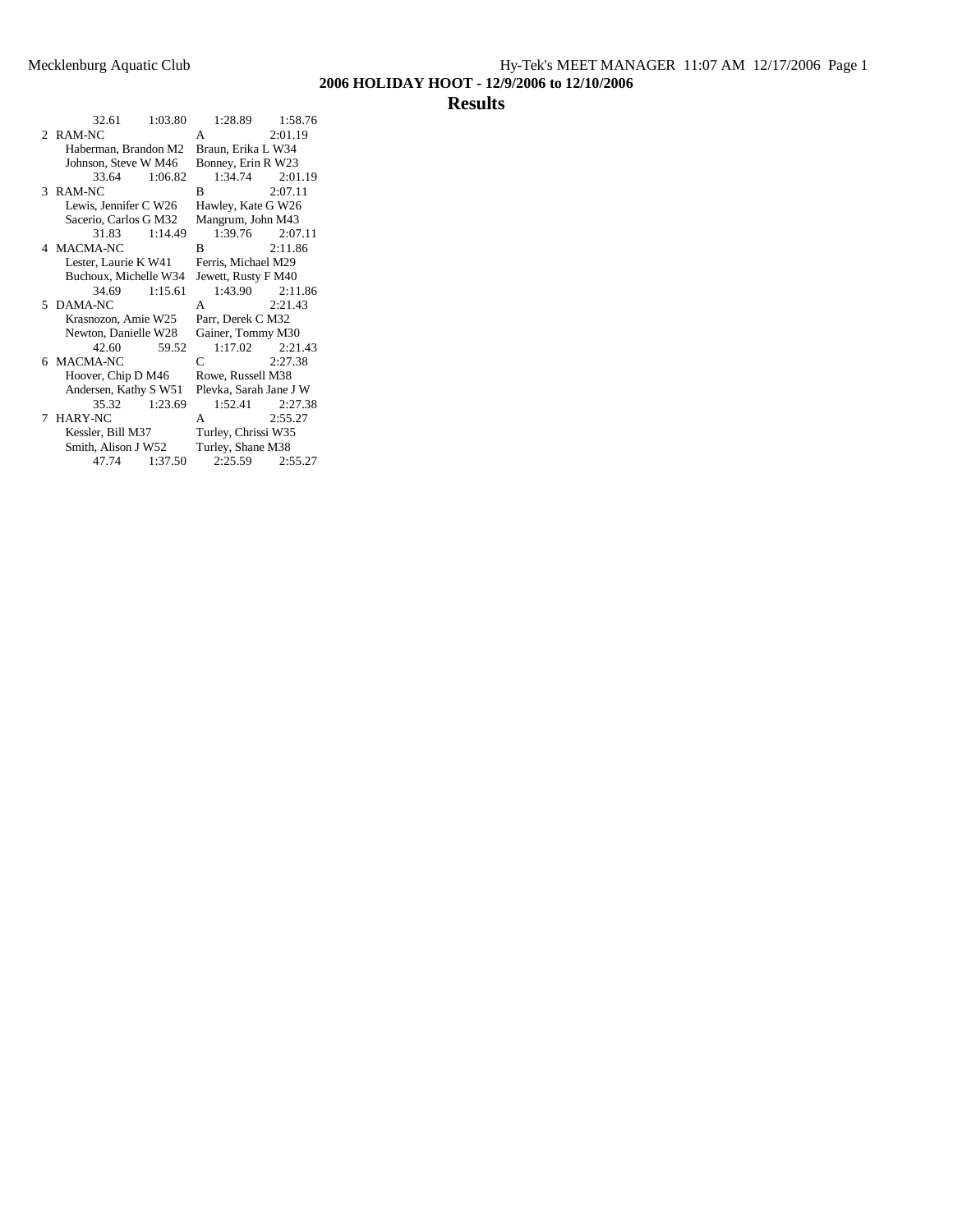## 2006 HOLIDAY HOOT - 12/9/2006 to 12/10/2006

## Results

| | | | | |
|---|---|---|---|---|
| | 32.61 | 1:03.80 | 1:28.89 | 1:58.76 |
| 2 | RAM-NC | | A | 2:01.19 |
| | Haberman, Brandon M2 | | Braun, Erika L W34 | |
| | Johnson, Steve W M46 | | Bonney, Erin R W23 | |
| | 33.64 | 1:06.82 | 1:34.74 | 2:01.19 |
| 3 | RAM-NC | | B | 2:07.11 |
| | Lewis, Jennifer C W26 | | Hawley, Kate G W26 | |
| | Sacerio, Carlos G M32 | | Mangrum, John M43 | |
| | 31.83 | 1:14.49 | 1:39.76 | 2:07.11 |
| 4 | MACMA-NC | | B | 2:11.86 |
| | Lester, Laurie K W41 | | Ferris, Michael M29 | |
| | Buchoux, Michelle W34 | | Jewett, Rusty F M40 | |
| | 34.69 | 1:15.61 | 1:43.90 | 2:11.86 |
| 5 | DAMA-NC | | A | 2:21.43 |
| | Krasnozon, Amie W25 | | Parr, Derek C M32 | |
| | Newton, Danielle W28 | | Gainer, Tommy M30 | |
| | 42.60 | 59.52 | 1:17.02 | 2:21.43 |
| 6 | MACMA-NC | | C | 2:27.38 |
| | Hoover, Chip D M46 | | Rowe, Russell M38 | |
| | Andersen, Kathy S W51 | | Plevka, Sarah Jane J W | |
| | 35.32 | 1:23.69 | 1:52.41 | 2:27.38 |
| 7 | HARY-NC | | A | 2:55.27 |
| | Kessler, Bill M37 | | Turley, Chrissi W35 | |
| | Smith, Alison J W52 | | Turley, Shane M38 | |
| | 47.74 | 1:37.50 | 2:25.59 | 2:55.27 |